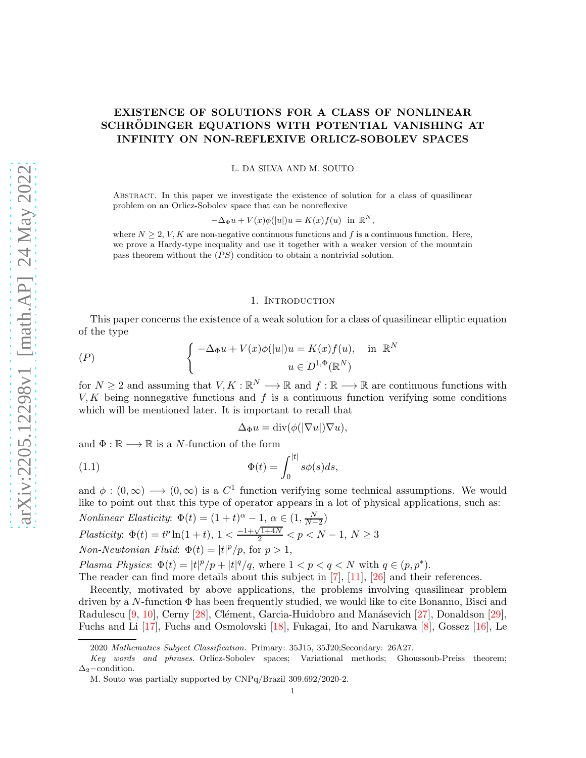# EXISTENCE OF SOLUTIONS FOR A CLASS OF NONLINEAR SCHRÖDINGER EQUATIONS WITH POTENTIAL VANISHING AT INFINITY ON NON-REFLEXIVE ORLICZ-SOBOLEV SPACES

L. DA SILVA AND M. SOUTO

Abstract. In this paper we investigate the existence of solution for a class of quasilinear problem on an Orlicz-Sobolev space that can be nonreflexive

$$-\Delta_\Phi u + V(x)\phi(|u|)u = K(x)f(u) \text{ in } \mathbb{R}^N,$$

where $N \geq 2$, $V, K$ are non-negative continuous functions and $f$ is a continuous function. Here, we prove a Hardy-type inequality and use it together with a weaker version of the mountain pass theorem without the $(PS)$ condition to obtain a nontrivial solution.

## 1. Introduction

This paper concerns the existence of a weak solution for a class of quasilinear elliptic equation of the type

$$(P) \qquad \begin{cases} -\Delta_\Phi u + V(x)\phi(|u|)u = K(x)f(u), & \text{in } \mathbb{R}^N \\ u \in D^{1,\Phi}(\mathbb{R}^N) \end{cases}$$

for $N \geq 2$ and assuming that $V, K : \mathbb{R}^N \longrightarrow \mathbb{R}$ and $f : \mathbb{R} \longrightarrow \mathbb{R}$ are continuous functions with $V, K$ being nonnegative functions and $f$ is a continuous function verifying some conditions which will be mentioned later. It is important to recall that

$$\Delta_\Phi u = \operatorname{div}(\phi(|\nabla u|)\nabla u),$$

and $\Phi : \mathbb{R} \longrightarrow \mathbb{R}$ is a $N$-function of the form

$$\Phi(t) = \int_0^{|t|} s\phi(s)ds, \tag{1.1}$$

and $\phi : (0, \infty) \longrightarrow (0, \infty)$ is a $C^1$ function verifying some technical assumptions. We would like to point out that this type of operator appears in a lot of physical applications, such as:

*Nonlinear Elasticity*: $\Phi(t) = (1 + t)^\alpha - 1$, $\alpha \in (1, \frac{N}{N-2})$

*Plasticity*: $\Phi(t) = t^p \ln(1 + t)$, $1 < \frac{-1+\sqrt{1+4N}}{2} < p < N - 1$, $N \geq 3$

*Non-Newtonian Fluid*: $\Phi(t) = |t|^p/p$, for $p > 1$,

*Plasma Physics*: $\Phi(t) = |t|^p/p + |t|^q/q$, where $1 < p < q < N$ with $q \in (p, p^*)$.

The reader can find more details about this subject in [7], [11], [26] and their references.

Recently, motivated by above applications, the problems involving quasilinear problem driven by a $N$-function $\Phi$ has been frequently studied, we would like to cite Bonanno, Bisci and Radulescu [9, 10], Cerny [28], Clément, Garcia-Huidobro and Manásevich [27], Donaldson [29], Fuchs and Li [17], Fuchs and Osmolovski [18], Fukagai, Ito and Narukawa [8], Gossez [16], Le

2020 *Mathematics Subject Classification.* Primary: 35J15, 35J20;Secondary: 26A27.

*Key words and phrases.* Orlicz-Sobolev spaces; Variational methods; Ghoussoub-Preiss theorem; $\Delta_2-$condition.

M. Souto was partially supported by CNPq/Brazil 309.692/2020-2.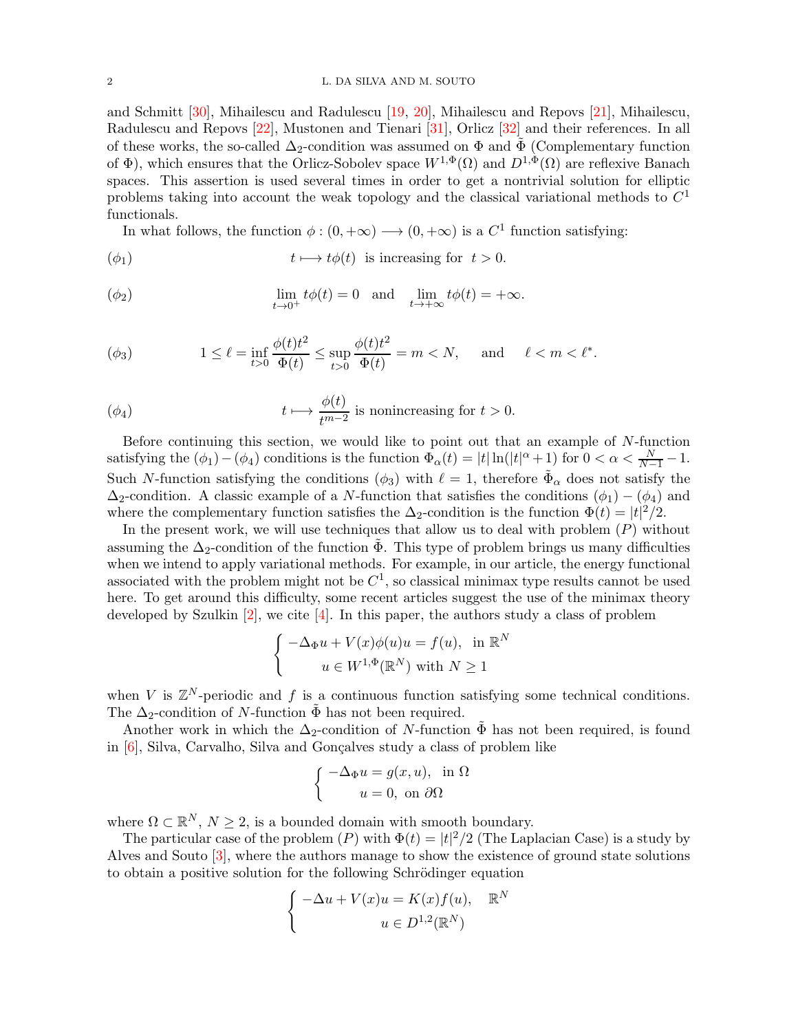and Schmitt [30], Mihailescu and Radulescu [19, 20], Mihailescu and Repovs [21], Mihailescu, Radulescu and Repovs [22], Mustonen and Tienari [31], Orlicz [32] and their references. In all of these works, the so-called $\Delta_2$-condition was assumed on $\Phi$ and $\tilde{\Phi}$ (Complementary function of $\Phi$), which ensures that the Orlicz-Sobolev space $W^{1,\Phi}(\Omega)$ and $D^{1,\Phi}(\Omega)$ are reflexive Banach spaces. This assertion is used several times in order to get a nontrivial solution for elliptic problems taking into account the weak topology and the classical variational methods to $C^1$ functionals.

In what follows, the function $\phi : (0, +\infty) \longrightarrow (0, +\infty)$ is a $C^1$ function satisfying:

$$(\phi_1) \qquad t \longmapsto t\phi(t) \text{ is increasing for } t > 0.$$

$$(\phi_2) \qquad \lim_{t \to 0^+} t\phi(t) = 0 \quad \text{and} \quad \lim_{t \to +\infty} t\phi(t) = +\infty.$$

$$(\phi_3) \qquad 1 \leq \ell = \inf_{t>0} \frac{\phi(t)t^2}{\Phi(t)} \leq \sup_{t>0} \frac{\phi(t)t^2}{\Phi(t)} = m < N, \quad \text{and} \quad \ell < m < \ell^*.$$

$$(\phi_4) \qquad t \longmapsto \frac{\phi(t)}{t^{m-2}} \text{ is nonincreasing for } t > 0.$$

Before continuing this section, we would like to point out that an example of $N$-function satisfying the $(\phi_1) - (\phi_4)$ conditions is the function $\Phi_\alpha(t) = |t| \ln(|t|^\alpha + 1)$ for $0 < \alpha < \frac{N}{N-1} - 1$. Such $N$-function satisfying the conditions $(\phi_3)$ with $\ell = 1$, therefore $\tilde{\Phi}_\alpha$ does not satisfy the $\Delta_2$-condition. A classic example of a $N$-function that satisfies the conditions $(\phi_1) - (\phi_4)$ and where the complementary function satisfies the $\Delta_2$-condition is the function $\Phi(t) = |t|^2/2$.

In the present work, we will use techniques that allow us to deal with problem $(P)$ without assuming the $\Delta_2$-condition of the function $\tilde{\Phi}$. This type of problem brings us many difficulties when we intend to apply variational methods. For example, in our article, the energy functional associated with the problem might not be $C^1$, so classical minimax type results cannot be used here. To get around this difficulty, some recent articles suggest the use of the minimax theory developed by Szulkin [2], we cite [4]. In this paper, the authors study a class of problem

$$\begin{cases} -\Delta_\Phi u + V(x)\phi(u)u = f(u), & \text{in } \mathbb{R}^N \\ u \in W^{1,\Phi}(\mathbb{R}^N) \text{ with } N \geq 1 \end{cases}$$

when $V$ is $\mathbb{Z}^N$-periodic and $f$ is a continuous function satisfying some technical conditions. The $\Delta_2$-condition of $N$-function $\tilde{\Phi}$ has not been required.

Another work in which the $\Delta_2$-condition of $N$-function $\tilde{\Phi}$ has not been required, is found in [6], Silva, Carvalho, Silva and Gonçalves study a class of problem like

$$\begin{cases} -\Delta_\Phi u = g(x, u), & \text{in } \Omega \\ u = 0, & \text{on } \partial\Omega \end{cases}$$

where $\Omega \subset \mathbb{R}^N$, $N \geq 2$, is a bounded domain with smooth boundary.

The particular case of the problem $(P)$ with $\Phi(t) = |t|^2/2$ (The Laplacian Case) is a study by Alves and Souto [3], where the authors manage to show the existence of ground state solutions to obtain a positive solution for the following Schrödinger equation

$$\begin{cases} -\Delta u + V(x)u = K(x)f(u), & \mathbb{R}^N \\ u \in D^{1,2}(\mathbb{R}^N) \end{cases}$$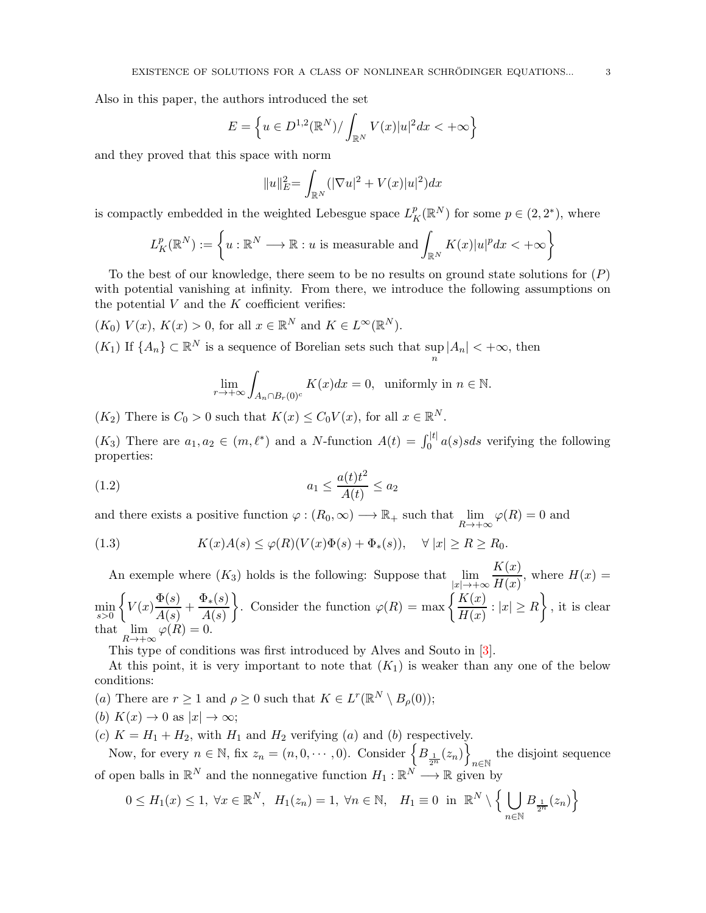Also in this paper, the authors introduced the set

$$E = \Big\{ u \in D^{1,2}(\mathbb{R}^N) / \int_{\mathbb{R}^N} V(x)|u|^2 dx < +\infty \Big\}$$

and they proved that this space with norm

$$\|u\|_E^2 = \int_{\mathbb{R}^N} (|\nabla u|^2 + V(x)|u|^2) dx$$

is compactly embedded in the weighted Lebesgue space $L^p_K(\mathbb{R}^N)$ for some $p \in (2, 2^*)$, where

$$L^p_K(\mathbb{R}^N) := \left\{ u : \mathbb{R}^N \longrightarrow \mathbb{R} : u \text{ is measurable and} \int_{\mathbb{R}^N} K(x)|u|^p dx < +\infty \right\}$$

To the best of our knowledge, there seem to be no results on ground state solutions for $(P)$ with potential vanishing at infinity. From there, we introduce the following assumptions on the potential $V$ and the $K$ coefficient verifies:

$(K_0)$ $V(x)$, $K(x) > 0$, for all $x \in \mathbb{R}^N$ and $K \in L^\infty(\mathbb{R}^N)$.

$(K_1)$ If $\{A_n\} \subset \mathbb{R}^N$ is a sequence of Borelian sets such that $\sup_n |A_n| < +\infty$, then

$$\lim_{r \to +\infty} \int_{A_n \cap B_r(0)^c} K(x) dx = 0, \quad \text{uniformly in } n \in \mathbb{N}.$$

$(K_2)$ There is $C_0 > 0$ such that $K(x) \leq C_0 V(x)$, for all $x \in \mathbb{R}^N$.

$(K_3)$ There are $a_1, a_2 \in (m, \ell^*)$ and a $N$-function $A(t) = \int_0^{|t|} a(s)s ds$ verifying the following properties:

$$a_1 \leq \frac{a(t)t^2}{A(t)} \leq a_2 \tag{1.2}$$

and there exists a positive function $\varphi : (R_0, \infty) \longrightarrow \mathbb{R}_+$ such that $\lim_{R \to +\infty} \varphi(R) = 0$ and

$$K(x)A(s) \leq \varphi(R)(V(x)\Phi(s) + \Phi_*(s)), \quad \forall\, |x| \geq R \geq R_0. \tag{1.3}$$

An exemple where $(K_3)$ holds is the following: Suppose that $\lim_{|x| \to +\infty} \frac{K(x)}{H(x)}$, where $H(x) = \min_{s > 0} \left\{ V(x) \frac{\Phi(s)}{A(s)} + \frac{\Phi_*(s)}{A(s)} \right\}$. Consider the function $\varphi(R) = \max \left\{ \frac{K(x)}{H(x)} : |x| \geq R \right\}$, it is clear that $\lim_{R \to +\infty} \varphi(R) = 0$.

This type of conditions was first introduced by Alves and Souto in [3].

At this point, it is very important to note that $(K_1)$ is weaker than any one of the below conditions:

$(a)$ There are $r \geq 1$ and $\rho \geq 0$ such that $K \in L^r(\mathbb{R}^N \setminus B_\rho(0))$;

$(b)$ $K(x) \to 0$ as $|x| \to \infty$;

$(c)$ $K = H_1 + H_2$, with $H_1$ and $H_2$ verifying $(a)$ and $(b)$ respectively.

Now, for every $n \in \mathbb{N}$, fix $z_n = (n, 0, \cdots, 0)$. Consider $\left\{ B_{\frac{1}{2^n}}(z_n) \right\}_{n \in \mathbb{N}}$ the disjoint sequence of open balls in $\mathbb{R}^N$ and the nonnegative function $H_1 : \mathbb{R}^N \longrightarrow \mathbb{R}$ given by

$$0 \leq H_1(x) \leq 1, \ \forall x \in \mathbb{R}^N, \ \ H_1(z_n) = 1, \ \forall n \in \mathbb{N}, \quad H_1 \equiv 0 \ \text{ in } \ \mathbb{R}^N \setminus \Big\{ \bigcup_{n \in \mathbb{N}} B_{\frac{1}{2^n}}(z_n) \Big\}$$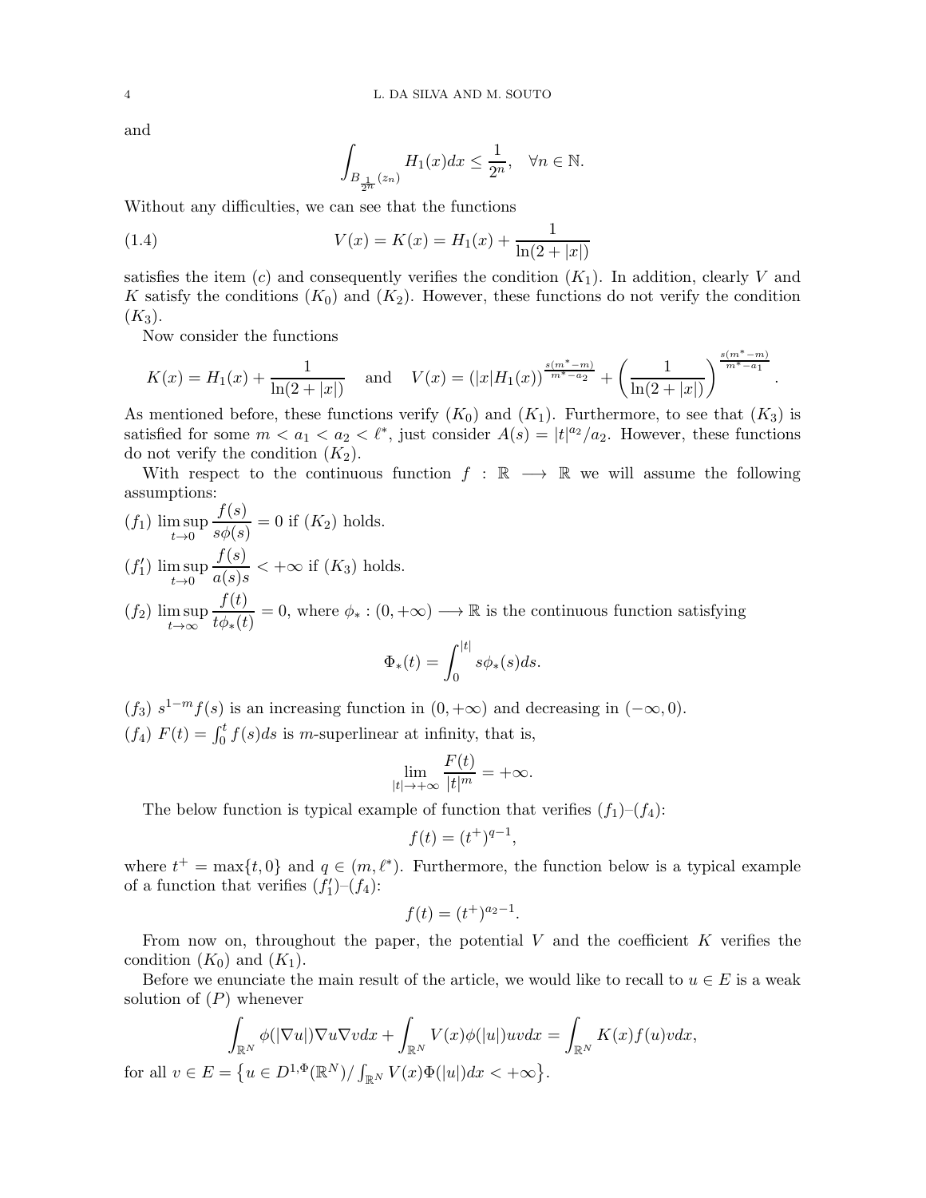and

$$\int_{B_{\frac{1}{2^n}}(z_n)} H_1(x)dx \leq \frac{1}{2^n}, \quad \forall n \in \mathbb{N}.$$

Without any difficulties, we can see that the functions

$$V(x) = K(x) = H_1(x) + \frac{1}{\ln(2+|x|)} \tag{1.4}$$

satisfies the item $(c)$ and consequently verifies the condition $(K_1)$. In addition, clearly $V$ and $K$ satisfy the conditions $(K_0)$ and $(K_2)$. However, these functions do not verify the condition $(K_3)$.

Now consider the functions

$$K(x) = H_1(x) + \frac{1}{\ln(2+|x|)} \quad \text{and} \quad V(x) = (|x|H_1(x))^{\frac{s(m^*-m)}{m^*-a_2}} + \left(\frac{1}{\ln(2+|x|)}\right)^{\frac{s(m^*-m)}{m^*-a_1}}.$$

As mentioned before, these functions verify $(K_0)$ and $(K_1)$. Furthermore, to see that $(K_3)$ is satisfied for some $m < a_1 < a_2 < \ell^*$, just consider $A(s) = |t|^{a_2}/a_2$. However, these functions do not verify the condition $(K_2)$.

With respect to the continuous function $f : \mathbb{R} \longrightarrow \mathbb{R}$ we will assume the following assumptions:

$(f_1)$ $\displaystyle\limsup_{t\to 0} \frac{f(s)}{s\phi(s)} = 0$ if $(K_2)$ holds.

$(f_1')$ $\displaystyle\limsup_{t\to 0} \frac{f(s)}{a(s)s} < +\infty$ if $(K_3)$ holds.

$(f_2)$ $\displaystyle\limsup_{t\to \infty} \frac{f(t)}{t\phi_*(t)} = 0$, where $\phi_* : (0,+\infty) \longrightarrow \mathbb{R}$ is the continuous function satisfying

$$\Phi_*(t) = \int_0^{|t|} s\phi_*(s)ds.$$

$(f_3)$ $s^{1-m}f(s)$ is an increasing function in $(0,+\infty)$ and decreasing in $(-\infty, 0)$.

$(f_4)$ $F(t) = \int_0^t f(s)ds$ is $m$-superlinear at infinity, that is,

$$\lim_{|t|\to+\infty} \frac{F(t)}{|t|^m} = +\infty.$$

The below function is typical example of function that verifies $(f_1)$–$(f_4)$:

$$f(t) = (t^+)^{q-1},$$

where $t^+ = \max\{t, 0\}$ and $q \in (m, \ell^*)$. Furthermore, the function below is a typical example of a function that verifies $(f_1')$–$(f_4)$:

$$f(t) = (t^+)^{a_2-1}.$$

From now on, throughout the paper, the potential $V$ and the coefficient $K$ verifies the condition $(K_0)$ and $(K_1)$.

Before we enunciate the main result of the article, we would like to recall to $u \in E$ is a weak solution of $(P)$ whenever

$$\int_{\mathbb{R}^N} \phi(|\nabla u|)\nabla u \nabla v dx + \int_{\mathbb{R}^N} V(x)\phi(|u|)uv dx = \int_{\mathbb{R}^N} K(x)f(u)v dx,$$

for all $v \in E = \left\{u \in D^{1,\Phi}(\mathbb{R}^N) / \int_{\mathbb{R}^N} V(x)\Phi(|u|)dx < +\infty\right\}$.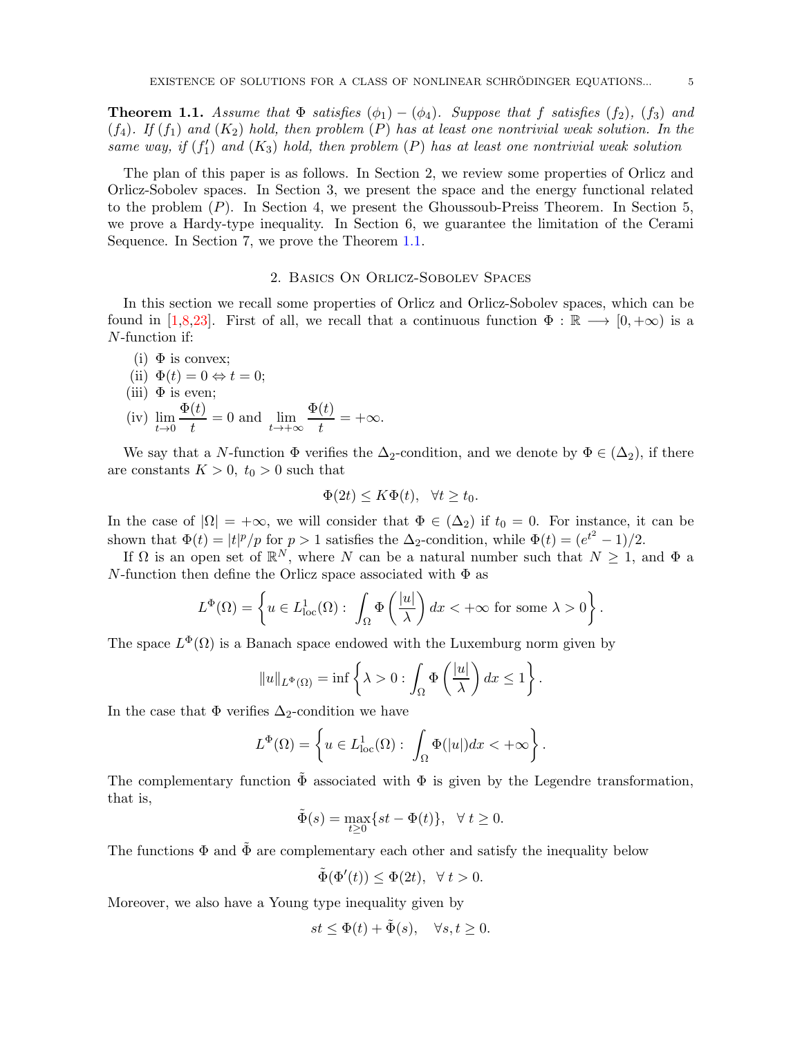**Theorem 1.1.** *Assume that $\Phi$ satisfies $(\phi_1) - (\phi_4)$. Suppose that $f$ satisfies $(f_2)$, $(f_3)$ and $(f_4)$. If $(f_1)$ and $(K_2)$ hold, then problem $(P)$ has at least one nontrivial weak solution. In the same way, if $(f_1')$ and $(K_3)$ hold, then problem $(P)$ has at least one nontrivial weak solution*

The plan of this paper is as follows. In Section 2, we review some properties of Orlicz and Orlicz-Sobolev spaces. In Section 3, we present the space and the energy functional related to the problem $(P)$. In Section 4, we present the Ghoussoub-Preiss Theorem. In Section 5, we prove a Hardy-type inequality. In Section 6, we guarantee the limitation of the Cerami Sequence. In Section 7, we prove the Theorem 1.1.

## 2. Basics On Orlicz-Sobolev Spaces

In this section we recall some properties of Orlicz and Orlicz-Sobolev spaces, which can be found in [1,8,23]. First of all, we recall that a continuous function $\Phi : \mathbb{R} \longrightarrow [0, +\infty)$ is a $N$-function if:

(i) $\Phi$ is convex;
(ii) $\Phi(t) = 0 \Leftrightarrow t = 0$;
(iii) $\Phi$ is even;
(iv) $\displaystyle\lim_{t\to 0} \frac{\Phi(t)}{t} = 0$ and $\displaystyle\lim_{t\to +\infty} \frac{\Phi(t)}{t} = +\infty$.

We say that a $N$-function $\Phi$ verifies the $\Delta_2$-condition, and we denote by $\Phi \in (\Delta_2)$, if there are constants $K > 0$, $t_0 > 0$ such that

$$\Phi(2t) \le K\Phi(t), \quad \forall t \ge t_0.$$

In the case of $|\Omega| = +\infty$, we will consider that $\Phi \in (\Delta_2)$ if $t_0 = 0$. For instance, it can be shown that $\Phi(t) = |t|^p/p$ for $p > 1$ satisfies the $\Delta_2$-condition, while $\Phi(t) = (e^{t^2} - 1)/2$.

If $\Omega$ is an open set of $\mathbb{R}^N$, where $N$ can be a natural number such that $N \ge 1$, and $\Phi$ a $N$-function then define the Orlicz space associated with $\Phi$ as

$$L^{\Phi}(\Omega) = \left\{ u \in L^1_{\text{loc}}(\Omega) : \int_{\Omega} \Phi\left(\frac{|u|}{\lambda}\right) dx < +\infty \text{ for some } \lambda > 0 \right\}.$$

The space $L^{\Phi}(\Omega)$ is a Banach space endowed with the Luxemburg norm given by

$$\|u\|_{L^{\Phi}(\Omega)} = \inf\left\{ \lambda > 0 : \int_{\Omega} \Phi\left(\frac{|u|}{\lambda}\right) dx \le 1 \right\}.$$

In the case that $\Phi$ verifies $\Delta_2$-condition we have

$$L^{\Phi}(\Omega) = \left\{ u \in L^1_{\text{loc}}(\Omega) : \int_{\Omega} \Phi(|u|) dx < +\infty \right\}.$$

The complementary function $\tilde{\Phi}$ associated with $\Phi$ is given by the Legendre transformation, that is,

$$\tilde{\Phi}(s) = \max_{t \ge 0}\{st - \Phi(t)\}, \quad \forall\, t \ge 0.$$

The functions $\Phi$ and $\tilde{\Phi}$ are complementary each other and satisfy the inequality below

$$\tilde{\Phi}(\Phi'(t)) \le \Phi(2t), \quad \forall\, t > 0.$$

Moreover, we also have a Young type inequality given by

$$st \le \Phi(t) + \tilde{\Phi}(s), \quad \forall s, t \ge 0.$$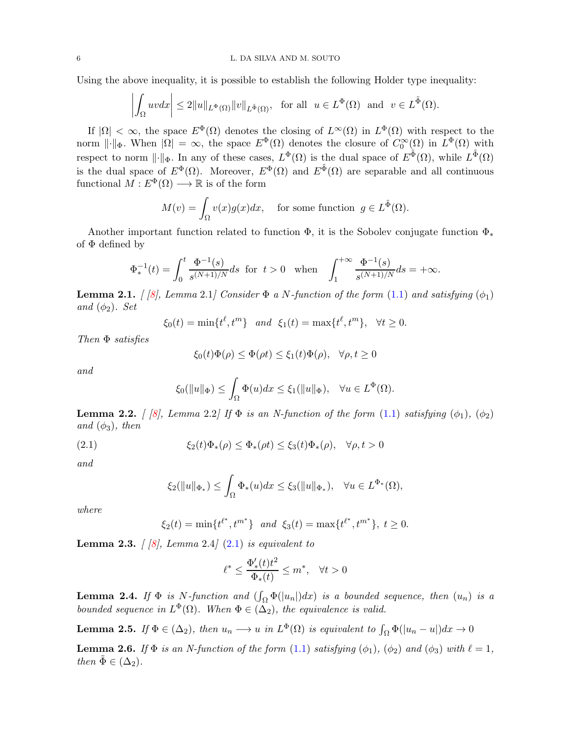Using the above inequality, it is possible to establish the following Holder type inequality:

$$\left|\int_\Omega uv dx\right| \leq 2\|u\|_{L^\Phi(\Omega)}\|v\|_{L^{\tilde{\Phi}}(\Omega)}, \quad \text{for all} \;\; u \in L^\Phi(\Omega) \;\; \text{and} \;\; v \in L^{\tilde{\Phi}}(\Omega).$$

If $|\Omega| < \infty$, the space $E^\Phi(\Omega)$ denotes the closing of $L^\infty(\Omega)$ in $L^\Phi(\Omega)$ with respect to the norm $\|\cdot\|_\Phi$. When $|\Omega| = \infty$, the space $E^\Phi(\Omega)$ denotes the closure of $C_0^\infty(\Omega)$ in $L^\Phi(\Omega)$ with respect to norm $\|\cdot\|_\Phi$. In any of these cases, $L^\Phi(\Omega)$ is the dual space of $E^{\tilde{\Phi}}(\Omega)$, while $L^{\tilde{\Phi}}(\Omega)$ is the dual space of $E^\Phi(\Omega)$. Moreover, $E^\Phi(\Omega)$ and $E^{\tilde{\Phi}}(\Omega)$ are separable and all continuous functional $M : E^\Phi(\Omega) \longrightarrow \mathbb{R}$ is of the form

$$M(v) = \int_\Omega v(x)g(x)dx, \quad \text{for some function} \;\; g \in L^{\tilde{\Phi}}(\Omega).$$

Another important function related to function $\Phi$, it is the Sobolev conjugate function $\Phi_*$ of $\Phi$ defined by

$$\Phi_*^{-1}(t) = \int_0^t \frac{\Phi^{-1}(s)}{s^{(N+1)/N}}ds \;\; \text{for} \;\; t > 0 \quad \text{when} \quad \int_1^{+\infty} \frac{\Phi^{-1}(s)}{s^{(N+1)/N}}ds = +\infty.$$

**Lemma 2.1.** *[ [8], Lemma 2.1] Consider $\Phi$ a N-function of the form (1.1) and satisfying $(\phi_1)$ and $(\phi_2)$. Set*

$$\xi_0(t) = \min\{t^\ell, t^m\} \quad \text{and} \quad \xi_1(t) = \max\{t^\ell, t^m\}, \quad \forall t \geq 0.$$

*Then $\Phi$ satisfies*

$$\xi_0(t)\Phi(\rho) \leq \Phi(\rho t) \leq \xi_1(t)\Phi(\rho), \quad \forall \rho, t \geq 0$$

*and*

$$\xi_0(\|u\|_\Phi) \leq \int_\Omega \Phi(u)dx \leq \xi_1(\|u\|_\Phi), \quad \forall u \in L^\Phi(\Omega).$$

**Lemma 2.2.** *[ [8], Lemma 2.2] If $\Phi$ is an N-function of the form (1.1) satisfying $(\phi_1)$, $(\phi_2)$ and $(\phi_3)$, then*

$$\xi_2(t)\Phi_*(\rho) \leq \Phi_*(\rho t) \leq \xi_3(t)\Phi_*(\rho), \quad \forall \rho, t > 0 \tag{2.1}$$

*and*

$$\xi_2(\|u\|_{\Phi_*}) \leq \int_\Omega \Phi_*(u)dx \leq \xi_3(\|u\|_{\Phi_*}), \quad \forall u \in L^{\Phi_*}(\Omega),$$

*where*

$$\xi_2(t) = \min\{t^{\ell^*}, t^{m^*}\} \quad \text{and} \quad \xi_3(t) = \max\{t^{\ell^*}, t^{m^*}\}, \; t \geq 0.$$

**Lemma 2.3.** *[ [8], Lemma 2.4] (2.1) is equivalent to*

$$\ell^* \leq \frac{\Phi_*'(t)t^2}{\Phi_*(t)} \leq m^*, \quad \forall t > 0$$

**Lemma 2.4.** *If $\Phi$ is N-function and $(\int_\Omega \Phi(|u_n|)dx)$ is a bounded sequence, then $(u_n)$ is a bounded sequence in $L^\Phi(\Omega)$. When $\Phi \in (\Delta_2)$, the equivalence is valid.*

**Lemma 2.5.** *If $\Phi \in (\Delta_2)$, then $u_n \longrightarrow u$ in $L^\Phi(\Omega)$ is equivalent to $\int_\Omega \Phi(|u_n - u|)dx \to 0$*

**Lemma 2.6.** *If $\Phi$ is an N-function of the form (1.1) satisfying $(\phi_1)$, $(\phi_2)$ and $(\phi_3)$ with $\ell = 1$, then $\tilde{\Phi} \in (\Delta_2)$.*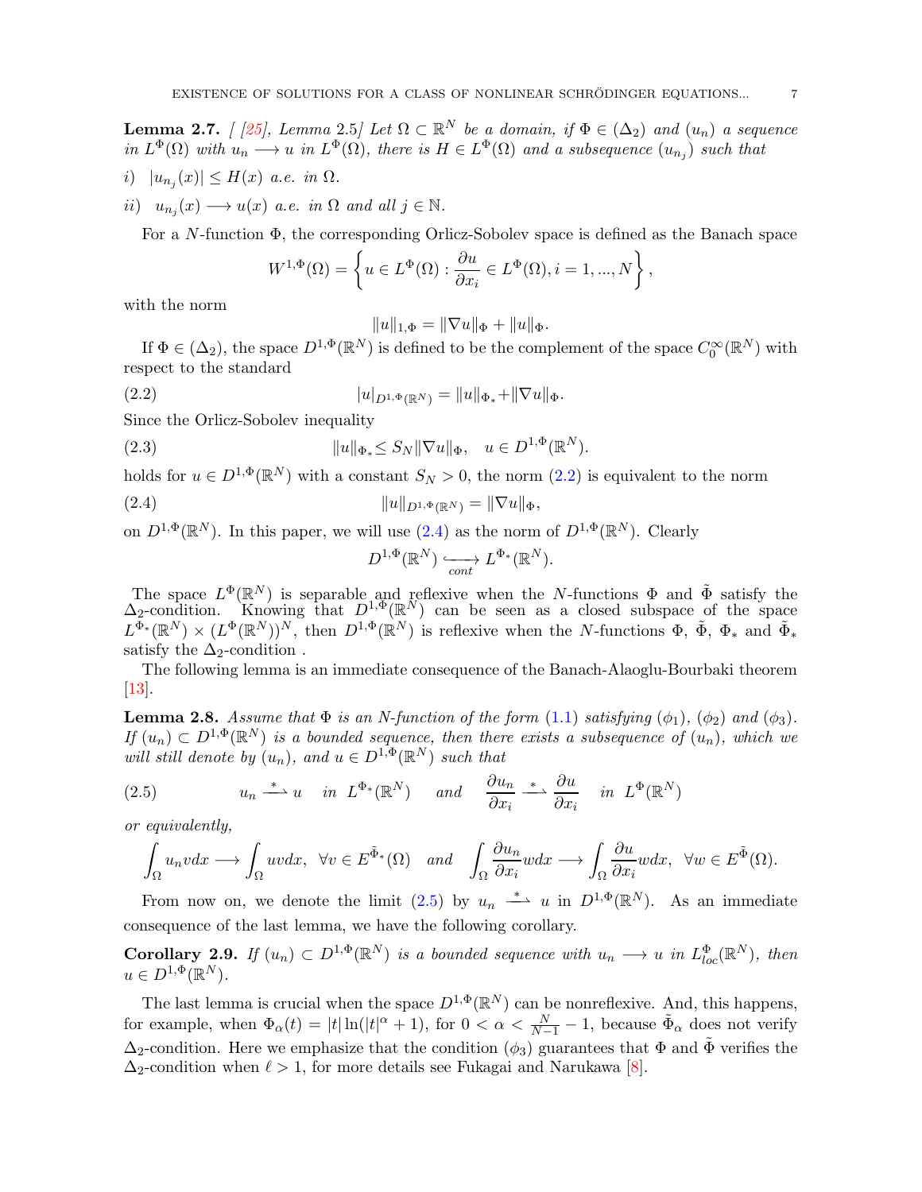**Lemma 2.7.** *[ [25], Lemma 2.5] Let $\Omega \subset \mathbb{R}^N$ be a domain, if $\Phi \in (\Delta_2)$ and $(u_n)$ a sequence in $L^\Phi(\Omega)$ with $u_n \longrightarrow u$ in $L^\Phi(\Omega)$, there is $H \in L^\Phi(\Omega)$ and a subsequence $(u_{n_j})$ such that*

*i)* $|u_{n_j}(x)| \leq H(x)$ *a.e. in* $\Omega$.

*ii)* $u_{n_j}(x) \longrightarrow u(x)$ *a.e. in* $\Omega$ *and all* $j \in \mathbb{N}$.

For a $N$-function $\Phi$, the corresponding Orlicz-Sobolev space is defined as the Banach space

$$W^{1,\Phi}(\Omega) = \left\{ u \in L^\Phi(\Omega) : \frac{\partial u}{\partial x_i} \in L^\Phi(\Omega), i = 1, ..., N \right\},$$

with the norm

$$\|u\|_{1,\Phi} = \|\nabla u\|_\Phi + \|u\|_\Phi.$$

If $\Phi \in (\Delta_2)$, the space $D^{1,\Phi}(\mathbb{R}^N)$ is defined to be the complement of the space $C_0^\infty(\mathbb{R}^N)$ with respect to the standard

$$|u|_{D^{1,\Phi}(\mathbb{R}^N)} = \|u\|_{\Phi_*} + \|\nabla u\|_\Phi. \tag{2.2}$$

Since the Orlicz-Sobolev inequality

$$\|u\|_{\Phi_*} \leq S_N \|\nabla u\|_\Phi, \quad u \in D^{1,\Phi}(\mathbb{R}^N). \tag{2.3}$$

holds for $u \in D^{1,\Phi}(\mathbb{R}^N)$ with a constant $S_N > 0$, the norm (2.2) is equivalent to the norm

$$\|u\|_{D^{1,\Phi}(\mathbb{R}^N)} = \|\nabla u\|_\Phi, \tag{2.4}$$

on $D^{1,\Phi}(\mathbb{R}^N)$. In this paper, we will use (2.4) as the norm of $D^{1,\Phi}(\mathbb{R}^N)$. Clearly

$$D^{1,\Phi}(\mathbb{R}^N) \underset{cont}{\hookrightarrow} L^{\Phi_*}(\mathbb{R}^N).$$

The space $L^\Phi(\mathbb{R}^N)$ is separable and reflexive when the $N$-functions $\Phi$ and $\tilde{\Phi}$ satisfy the $\Delta_2$-condition. Knowing that $D^{1,\Phi}(\mathbb{R}^N)$ can be seen as a closed subspace of the space $L^{\Phi_*}(\mathbb{R}^N) \times (L^\Phi(\mathbb{R}^N))^N$, then $D^{1,\Phi}(\mathbb{R}^N)$ is reflexive when the $N$-functions $\Phi$, $\tilde{\Phi}$, $\Phi_*$ and $\tilde{\Phi}_*$ satisfy the $\Delta_2$-condition .

The following lemma is an immediate consequence of the Banach-Alaoglu-Bourbaki theorem [13].

**Lemma 2.8.** *Assume that $\Phi$ is an N-function of the form (1.1) satisfying $(\phi_1)$, $(\phi_2)$ and $(\phi_3)$. If $(u_n) \subset D^{1,\Phi}(\mathbb{R}^N)$ is a bounded sequence, then there exists a subsequence of $(u_n)$, which we will still denote by $(u_n)$, and $u \in D^{1,\Phi}(\mathbb{R}^N)$ such that*

$$u_n \overset{*}{\rightharpoonup} u \quad \text{in } L^{\Phi_*}(\mathbb{R}^N) \quad \text{and} \quad \frac{\partial u_n}{\partial x_i} \overset{*}{\rightharpoonup} \frac{\partial u}{\partial x_i} \quad \text{in } L^\Phi(\mathbb{R}^N) \tag{2.5}$$

*or equivalently,*

$$\int_\Omega u_n v dx \longrightarrow \int_\Omega uv dx, \ \forall v \in E^{\tilde{\Phi}_*}(\Omega) \quad \text{and} \quad \int_\Omega \frac{\partial u_n}{\partial x_i} w dx \longrightarrow \int_\Omega \frac{\partial u}{\partial x_i} w dx, \ \forall w \in E^{\tilde{\Phi}}(\Omega).$$

From now on, we denote the limit (2.5) by $u_n \overset{*}{\rightharpoonup} u$ in $D^{1,\Phi}(\mathbb{R}^N)$. As an immediate consequence of the last lemma, we have the following corollary.

**Corollary 2.9.** *If $(u_n) \subset D^{1,\Phi}(\mathbb{R}^N)$ is a bounded sequence with $u_n \longrightarrow u$ in $L^\Phi_{loc}(\mathbb{R}^N)$, then $u \in D^{1,\Phi}(\mathbb{R}^N)$.*

The last lemma is crucial when the space $D^{1,\Phi}(\mathbb{R}^N)$ can be nonreflexive. And, this happens, for example, when $\Phi_\alpha(t) = |t|\ln(|t|^\alpha + 1)$, for $0 < \alpha < \frac{N}{N-1} - 1$, because $\tilde{\Phi}_\alpha$ does not verify $\Delta_2$-condition. Here we emphasize that the condition $(\phi_3)$ guarantees that $\Phi$ and $\tilde{\Phi}$ verifies the $\Delta_2$-condition when $\ell > 1$, for more details see Fukagai and Narukawa [8].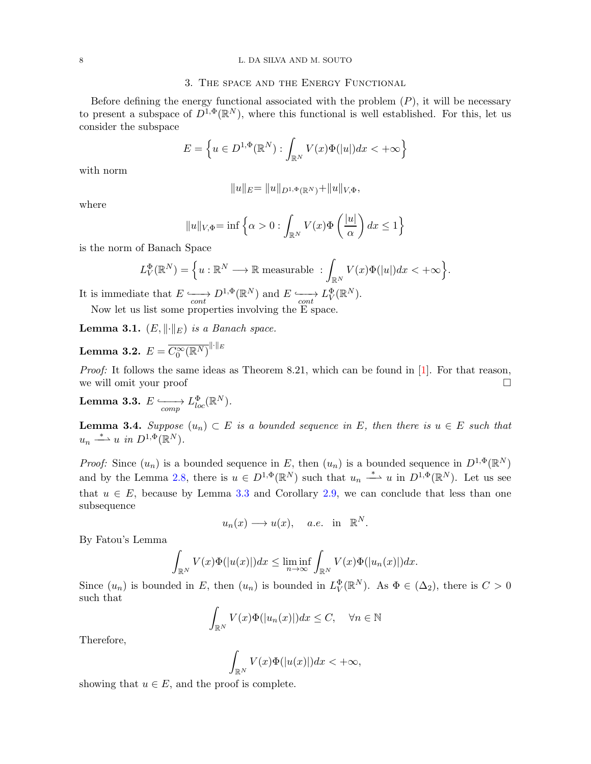## 3. The space and the Energy Functional

Before defining the energy functional associated with the problem $(P)$, it will be necessary to present a subspace of $D^{1,\Phi}(\mathbb{R}^N)$, where this functional is well established. For this, let us consider the subspace

$$E = \Big\{ u \in D^{1,\Phi}(\mathbb{R}^N) : \int_{\mathbb{R}^N} V(x)\Phi(|u|)dx < +\infty \Big\}$$

with norm

$$\|u\|_E = \|u\|_{D^{1,\Phi}(\mathbb{R}^N)} + \|u\|_{V,\Phi},$$

where

$$\|u\|_{V,\Phi} = \inf\Big\{ \alpha > 0 : \int_{\mathbb{R}^N} V(x)\Phi\left(\frac{|u|}{\alpha}\right) dx \leq 1 \Big\}$$

is the norm of Banach Space

$$L^{\Phi}_V(\mathbb{R}^N) = \Big\{ u : \mathbb{R}^N \longrightarrow \mathbb{R} \text{ measurable } : \int_{\mathbb{R}^N} V(x)\Phi(|u|)dx < +\infty \Big\}.$$

It is immediate that $E \underset{cont}{\hookrightarrow} D^{1,\Phi}(\mathbb{R}^N)$ and $E \underset{cont}{\hookrightarrow} L^{\Phi}_V(\mathbb{R}^N)$.

Now let us list some properties involving the E space.

**Lemma 3.1.** *$(E, \|\cdot\|_E)$ is a Banach space.*

**Lemma 3.2.** $E = \overline{C_0^\infty(\mathbb{R}^N)}^{\|\cdot\|_E}$

*Proof:* It follows the same ideas as Theorem 8.21, which can be found in [1]. For that reason, we will omit your proof □

**Lemma 3.3.** $E \underset{comp}{\hookrightarrow} L^{\Phi}_{loc}(\mathbb{R}^N)$.

**Lemma 3.4.** *Suppose $(u_n) \subset E$ is a bounded sequence in E, then there is $u \in E$ such that $u_n \overset{*}{\rightharpoonup} u$ in $D^{1,\Phi}(\mathbb{R}^N)$.*

*Proof:* Since $(u_n)$ is a bounded sequence in $E$, then $(u_n)$ is a bounded sequence in $D^{1,\Phi}(\mathbb{R}^N)$ and by the Lemma 2.8, there is $u \in D^{1,\Phi}(\mathbb{R}^N)$ such that $u_n \overset{*}{\rightharpoonup} u$ in $D^{1,\Phi}(\mathbb{R}^N)$. Let us see that $u \in E$, because by Lemma 3.3 and Corollary 2.9, we can conclude that less than one subsequence

$$u_n(x) \longrightarrow u(x), \quad a.e. \text{ in } \mathbb{R}^N.$$

By Fatou's Lemma

$$\int_{\mathbb{R}^N} V(x)\Phi(|u(x)|)dx \leq \liminf_{n\to\infty} \int_{\mathbb{R}^N} V(x)\Phi(|u_n(x)|)dx.$$

Since $(u_n)$ is bounded in $E$, then $(u_n)$ is bounded in $L^{\Phi}_V(\mathbb{R}^N)$. As $\Phi \in (\Delta_2)$, there is $C > 0$ such that

$$\int_{\mathbb{R}^N} V(x)\Phi(|u_n(x)|)dx \leq C, \quad \forall n \in \mathbb{N}$$

Therefore,

$$\int_{\mathbb{R}^N} V(x)\Phi(|u(x)|)dx < +\infty,$$

showing that $u \in E$, and the proof is complete.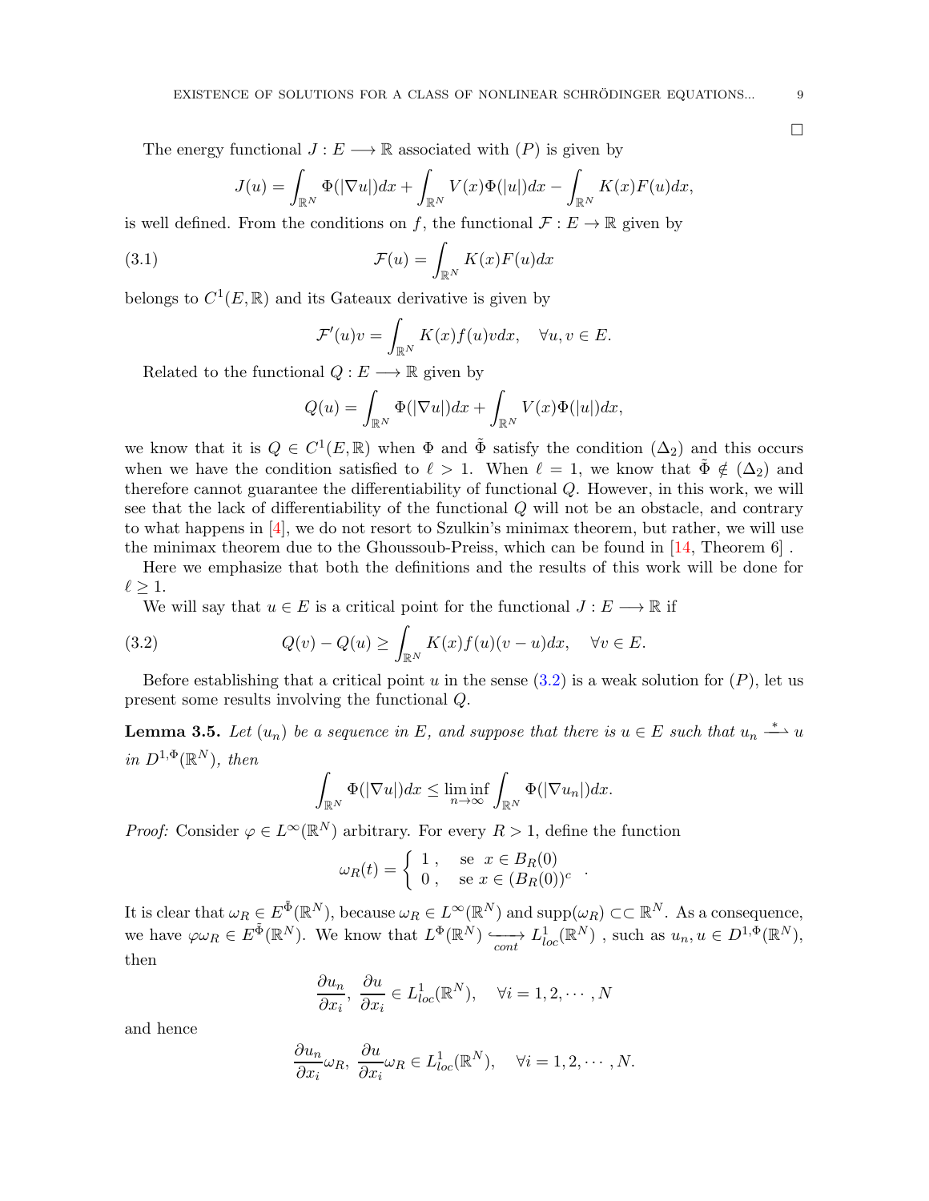□

The energy functional $J : E \longrightarrow \mathbb{R}$ associated with $(P)$ is given by

$$J(u) = \int_{\mathbb{R}^N} \Phi(|\nabla u|)dx + \int_{\mathbb{R}^N} V(x)\Phi(|u|)dx - \int_{\mathbb{R}^N} K(x)F(u)dx,$$

is well defined. From the conditions on $f$, the functional $\mathcal{F} : E \to \mathbb{R}$ given by

$$\mathcal{F}(u) = \int_{\mathbb{R}^N} K(x)F(u)dx \tag{3.1}$$

belongs to $C^1(E, \mathbb{R})$ and its Gateaux derivative is given by

$$\mathcal{F}'(u)v = \int_{\mathbb{R}^N} K(x)f(u)vdx, \quad \forall u, v \in E.$$

Related to the functional $Q : E \longrightarrow \mathbb{R}$ given by

$$Q(u) = \int_{\mathbb{R}^N} \Phi(|\nabla u|)dx + \int_{\mathbb{R}^N} V(x)\Phi(|u|)dx,$$

we know that it is $Q \in C^1(E, \mathbb{R})$ when $\Phi$ and $\tilde{\Phi}$ satisfy the condition $(\Delta_2)$ and this occurs when we have the condition satisfied to $\ell > 1$. When $\ell = 1$, we know that $\tilde{\Phi} \notin (\Delta_2)$ and therefore cannot guarantee the differentiability of functional $Q$. However, in this work, we will see that the lack of differentiability of the functional $Q$ will not be an obstacle, and contrary to what happens in [4], we do not resort to Szulkin's minimax theorem, but rather, we will use the minimax theorem due to the Ghoussoub-Preiss, which can be found in [14, Theorem 6] .

Here we emphasize that both the definitions and the results of this work will be done for $\ell \geq 1$.

We will say that $u \in E$ is a critical point for the functional $J : E \longrightarrow \mathbb{R}$ if

$$Q(v) - Q(u) \geq \int_{\mathbb{R}^N} K(x)f(u)(v - u)dx, \quad \forall v \in E. \tag{3.2}$$

Before establishing that a critical point $u$ in the sense (3.2) is a weak solution for $(P)$, let us present some results involving the functional $Q$.

**Lemma 3.5.** *Let $(u_n)$ be a sequence in $E$, and suppose that there is $u \in E$ such that $u_n \xrightarrow{\ *\ } u$ in $D^{1,\Phi}(\mathbb{R}^N)$, then*

$$\int_{\mathbb{R}^N} \Phi(|\nabla u|)dx \leq \liminf_{n\to\infty} \int_{\mathbb{R}^N} \Phi(|\nabla u_n|)dx.$$

*Proof:* Consider $\varphi \in L^\infty(\mathbb{R}^N)$ arbitrary. For every $R > 1$, define the function

$$\omega_R(t) = \begin{cases} 1\,, & \text{se } \ x \in B_R(0) \\ 0\,, & \text{se } x \in (B_R(0))^c \end{cases}.$$

It is clear that $\omega_R \in E^{\tilde{\Phi}}(\mathbb{R}^N)$, because $\omega_R \in L^\infty(\mathbb{R}^N)$ and $\text{supp}(\omega_R) \subset\subset \mathbb{R}^N$. As a consequence, we have $\varphi\omega_R \in E^{\tilde{\Phi}}(\mathbb{R}^N)$. We know that $L^\Phi(\mathbb{R}^N) \underset{cont}{\hookrightarrow} L^1_{loc}(\mathbb{R}^N)$ , such as $u_n, u \in D^{1,\Phi}(\mathbb{R}^N)$, then

$$\frac{\partial u_n}{\partial x_i},\ \frac{\partial u}{\partial x_i} \in L^1_{loc}(\mathbb{R}^N), \quad \forall i = 1, 2, \cdots, N$$

and hence

$$\frac{\partial u_n}{\partial x_i}\omega_R,\ \frac{\partial u}{\partial x_i}\omega_R \in L^1_{loc}(\mathbb{R}^N), \quad \forall i = 1, 2, \cdots, N.$$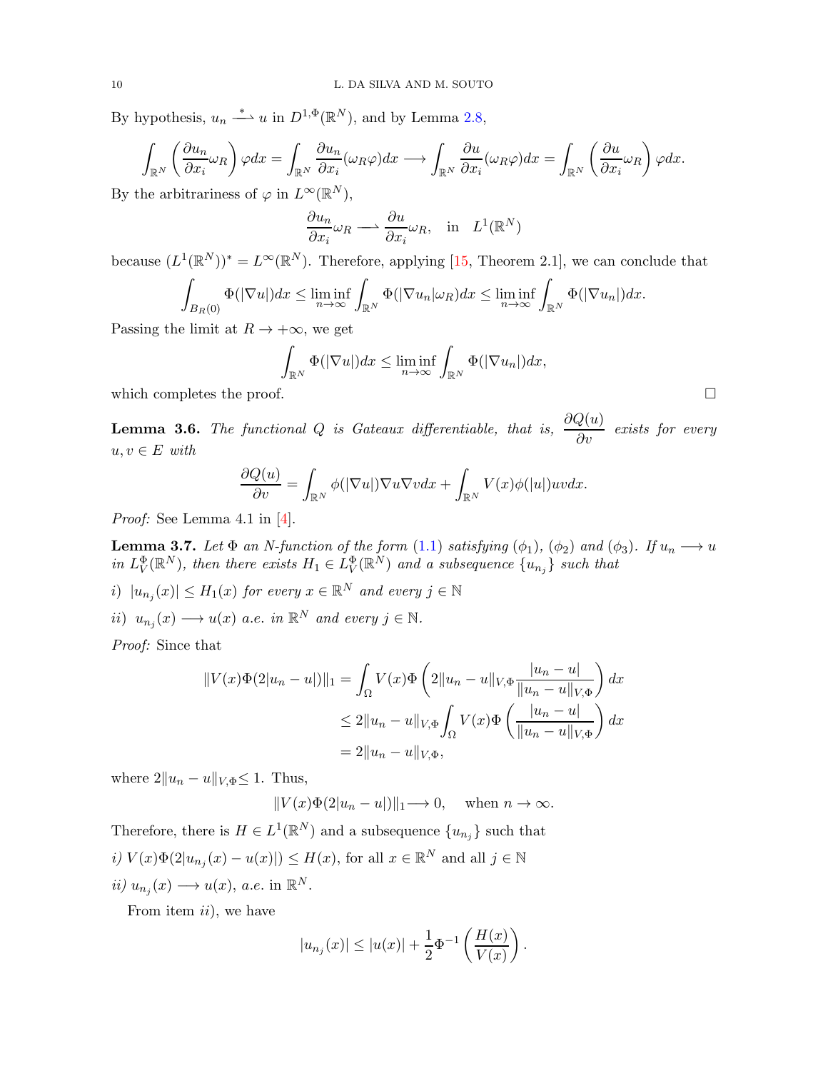By hypothesis, $u_n \overset{*}{\rightharpoonup} u$ in $D^{1,\Phi}(\mathbb{R}^N)$, and by Lemma 2.8,

$$\int_{\mathbb{R}^N} \left(\frac{\partial u_n}{\partial x_i}\omega_R\right)\varphi dx = \int_{\mathbb{R}^N} \frac{\partial u_n}{\partial x_i}(\omega_R\varphi)dx \longrightarrow \int_{\mathbb{R}^N} \frac{\partial u}{\partial x_i}(\omega_R\varphi)dx = \int_{\mathbb{R}^N} \left(\frac{\partial u}{\partial x_i}\omega_R\right)\varphi dx.$$

By the arbitrariness of $\varphi$ in $L^\infty(\mathbb{R}^N)$,

$$\frac{\partial u_n}{\partial x_i}\omega_R \rightharpoonup \frac{\partial u}{\partial x_i}\omega_R, \quad \text{in} \quad L^1(\mathbb{R}^N)$$

because $(L^1(\mathbb{R}^N))^* = L^\infty(\mathbb{R}^N)$. Therefore, applying [15, Theorem 2.1], we can conclude that

$$\int_{B_R(0)} \Phi(|\nabla u|)dx \leq \liminf_{n\to\infty} \int_{\mathbb{R}^N} \Phi(|\nabla u_n|\omega_R)dx \leq \liminf_{n\to\infty} \int_{\mathbb{R}^N} \Phi(|\nabla u_n|)dx.$$

Passing the limit at $R \to +\infty$, we get

$$\int_{\mathbb{R}^N} \Phi(|\nabla u|)dx \leq \liminf_{n\to\infty} \int_{\mathbb{R}^N} \Phi(|\nabla u_n|)dx,$$

which completes the proof. □

**Lemma 3.6.** *The functional $Q$ is Gateaux differentiable, that is, $\dfrac{\partial Q(u)}{\partial v}$ exists for every $u, v \in E$ with*

$$\frac{\partial Q(u)}{\partial v} = \int_{\mathbb{R}^N} \phi(|\nabla u|)\nabla u \nabla v dx + \int_{\mathbb{R}^N} V(x)\phi(|u|)uv dx.$$

*Proof:* See Lemma 4.1 in [4].

**Lemma 3.7.** *Let $\Phi$ an N-function of the form (1.1) satisfying $(\phi_1)$, $(\phi_2)$ and $(\phi_3)$. If $u_n \longrightarrow u$ in $L^\Phi_V(\mathbb{R}^N)$, then there exists $H_1 \in L^\Phi_V(\mathbb{R}^N)$ and a subsequence $\{u_{n_j}\}$ such that*

*i)* $|u_{n_j}(x)| \leq H_1(x)$ *for every $x \in \mathbb{R}^N$ and every $j \in \mathbb{N}$*

*ii)* $u_{n_j}(x) \longrightarrow u(x)$ *a.e. in $\mathbb{R}^N$ and every $j \in \mathbb{N}$.*

*Proof:* Since that

$$\begin{aligned}
\|V(x)\Phi(2|u_n - u|)\|_1 &= \int_\Omega V(x)\Phi\left(2\|u_n - u\|_{V,\Phi}\frac{|u_n - u|}{\|u_n - u\|_{V,\Phi}}\right)dx \\
&\leq 2\|u_n - u\|_{V,\Phi}\int_\Omega V(x)\Phi\left(\frac{|u_n - u|}{\|u_n - u\|_{V,\Phi}}\right)dx \\
&= 2\|u_n - u\|_{V,\Phi},
\end{aligned}$$

where $2\|u_n - u\|_{V,\Phi} \leq 1$. Thus,

$$\|V(x)\Phi(2|u_n - u|)\|_1 \longrightarrow 0, \quad \text{when } n \to \infty.$$

Therefore, there is $H \in L^1(\mathbb{R}^N)$ and a subsequence $\{u_{n_j}\}$ such that

*i)* $V(x)\Phi(2|u_{n_j}(x) - u(x)|) \leq H(x)$, for all $x \in \mathbb{R}^N$ and all $j \in \mathbb{N}$

*ii)* $u_{n_j}(x) \longrightarrow u(x)$, *a.e.* in $\mathbb{R}^N$.

From item *ii*), we have

$$|u_{n_j}(x)| \leq |u(x)| + \frac{1}{2}\Phi^{-1}\left(\frac{H(x)}{V(x)}\right).$$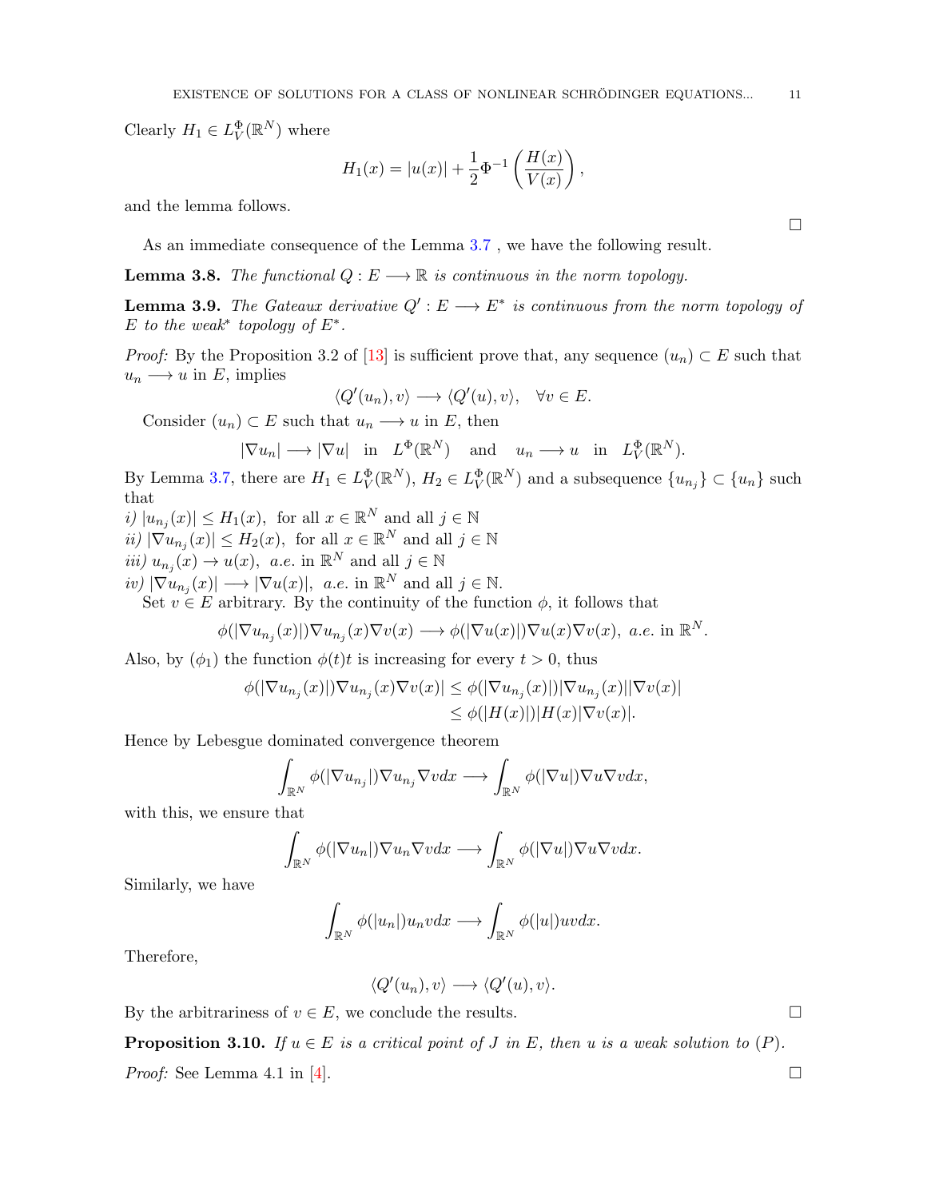Clearly $H_1 \in L^{\Phi}_V(\mathbb{R}^N)$ where

$$H_1(x) = |u(x)| + \frac{1}{2}\Phi^{-1}\left(\frac{H(x)}{V(x)}\right),$$

and the lemma follows.

□

As an immediate consequence of the Lemma 3.7 , we have the following result.

**Lemma 3.8.** *The functional $Q : E \longrightarrow \mathbb{R}$ is continuous in the norm topology.*

**Lemma 3.9.** *The Gateaux derivative $Q' : E \longrightarrow E^*$ is continuous from the norm topology of $E$ to the weak$^*$ topology of $E^*$.*

*Proof:* By the Proposition 3.2 of [13] is sufficient prove that, any sequence $(u_n) \subset E$ such that $u_n \longrightarrow u$ in $E$, implies

$$\langle Q'(u_n), v\rangle \longrightarrow \langle Q'(u), v\rangle, \quad \forall v \in E.$$

Consider $(u_n) \subset E$ such that $u_n \longrightarrow u$ in $E$, then

$$|\nabla u_n| \longrightarrow |\nabla u| \quad \text{in} \quad L^{\Phi}(\mathbb{R}^N) \quad \text{and} \quad u_n \longrightarrow u \quad \text{in} \quad L^{\Phi}_V(\mathbb{R}^N).$$

By Lemma 3.7, there are $H_1 \in L^{\Phi}_V(\mathbb{R}^N)$, $H_2 \in L^{\Phi}_V(\mathbb{R}^N)$ and a subsequence $\{u_{n_j}\} \subset \{u_n\}$ such that

*i)* $|u_{n_j}(x)| \leq H_1(x)$, for all $x \in \mathbb{R}^N$ and all $j \in \mathbb{N}$
*ii)* $|\nabla u_{n_j}(x)| \leq H_2(x)$, for all $x \in \mathbb{R}^N$ and all $j \in \mathbb{N}$
*iii)* $u_{n_j}(x) \to u(x)$, *a.e.* in $\mathbb{R}^N$ and all $j \in \mathbb{N}$
*iv)* $|\nabla u_{n_j}(x)| \longrightarrow |\nabla u(x)|$, *a.e.* in $\mathbb{R}^N$ and all $j \in \mathbb{N}$.

Set $v \in E$ arbitrary. By the continuity of the function $\phi$, it follows that

$$\phi(|\nabla u_{n_j}(x)|)\nabla u_{n_j}(x)\nabla v(x) \longrightarrow \phi(|\nabla u(x)|)\nabla u(x)\nabla v(x), \ a.e. \text{ in } \mathbb{R}^N.$$

Also, by $(\phi_1)$ the function $\phi(t)t$ is increasing for every $t > 0$, thus

$$\begin{aligned}\phi(|\nabla u_{n_j}(x)|)\nabla u_{n_j}(x)\nabla v(x)| &\leq \phi(|\nabla u_{n_j}(x)|)|\nabla u_{n_j}(x)||\nabla v(x)| \\ &\leq \phi(|H(x)|)|H(x)|\nabla v(x)|.\end{aligned}$$

Hence by Lebesgue dominated convergence theorem

$$\int_{\mathbb{R}^N} \phi(|\nabla u_{n_j}|)\nabla u_{n_j}\nabla v dx \longrightarrow \int_{\mathbb{R}^N} \phi(|\nabla u|)\nabla u\nabla v dx,$$

with this, we ensure that

$$\int_{\mathbb{R}^N} \phi(|\nabla u_n|)\nabla u_n\nabla v dx \longrightarrow \int_{\mathbb{R}^N} \phi(|\nabla u|)\nabla u\nabla v dx.$$

Similarly, we have

$$\int_{\mathbb{R}^N} \phi(|u_n|)u_n v dx \longrightarrow \int_{\mathbb{R}^N} \phi(|u|)u v dx.$$

Therefore,

$$\langle Q'(u_n), v\rangle \longrightarrow \langle Q'(u), v\rangle.$$

By the arbitrariness of $v \in E$, we conclude the results. □

**Proposition 3.10.** *If $u \in E$ is a critical point of $J$ in $E$, then $u$ is a weak solution to $(P)$.*

*Proof:* See Lemma 4.1 in [4]. □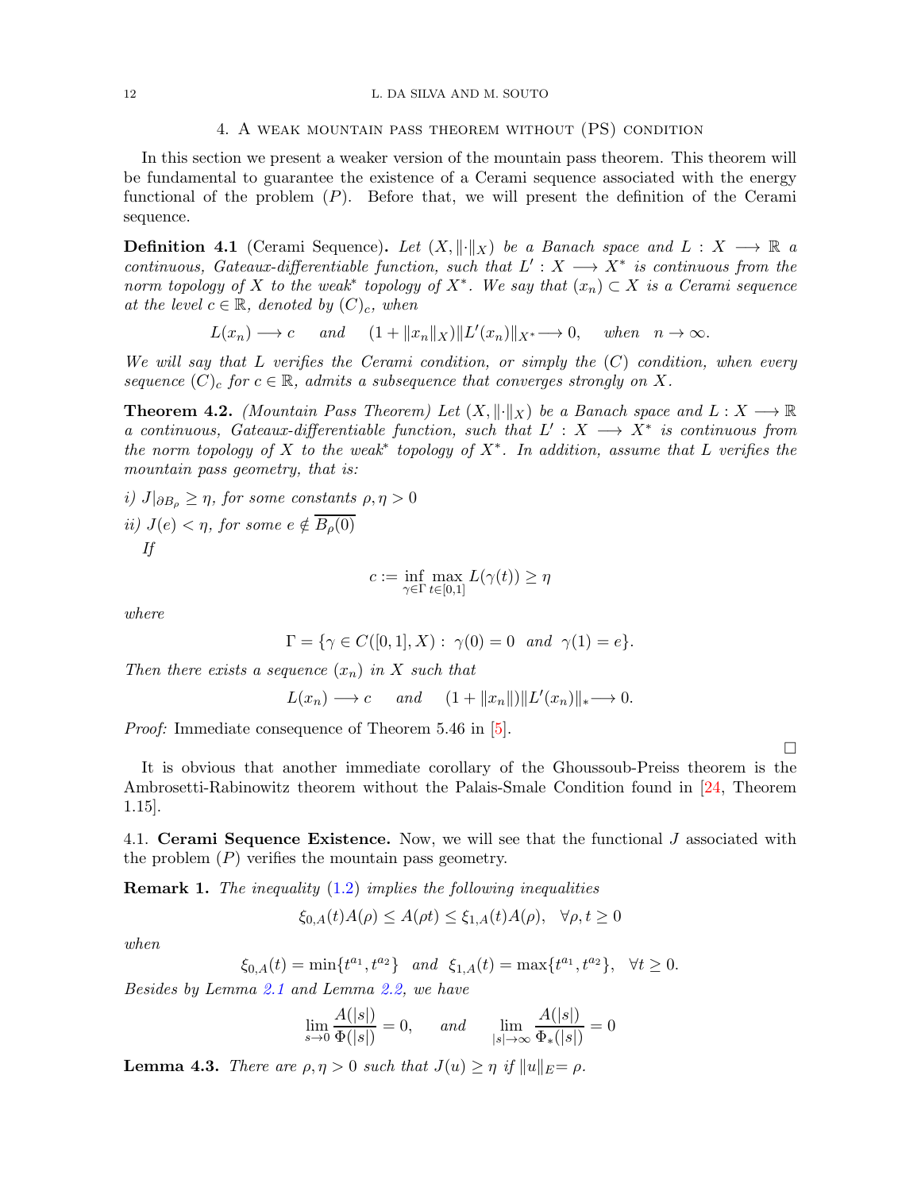## 4. A weak mountain pass theorem without (PS) condition

In this section we present a weaker version of the mountain pass theorem. This theorem will be fundamental to guarantee the existence of a Cerami sequence associated with the energy functional of the problem $(P)$. Before that, we will present the definition of the Cerami sequence.

**Definition 4.1** (Cerami Sequence)**.** *Let $(X, \|\cdot\|_X)$ be a Banach space and $L : X \longrightarrow \mathbb{R}$ a continuous, Gateaux-differentiable function, such that $L' : X \longrightarrow X^*$ is continuous from the norm topology of $X$ to the weak$^*$ topology of $X^*$. We say that $(x_n) \subset X$ is a Cerami sequence at the level $c \in \mathbb{R}$, denoted by $(C)_c$, when*

$$L(x_n) \longrightarrow c \quad \text{ and } \quad (1 + \|x_n\|_X)\|L'(x_n)\|_{X^*} \longrightarrow 0, \quad \text{ when } \quad n \to \infty.$$

*We will say that $L$ verifies the Cerami condition, or simply the $(C)$ condition, when every sequence $(C)_c$ for $c \in \mathbb{R}$, admits a subsequence that converges strongly on $X$.*

**Theorem 4.2.** *(Mountain Pass Theorem) Let $(X, \|\cdot\|_X)$ be a Banach space and $L : X \longrightarrow \mathbb{R}$ a continuous, Gateaux-differentiable function, such that $L' : X \longrightarrow X^*$ is continuous from the norm topology of $X$ to the weak$^*$ topology of $X^*$. In addition, assume that $L$ verifies the mountain pass geometry, that is:*

*i) $J|_{\partial B_\rho} \geq \eta$, for some constants $\rho, \eta > 0$*

*ii) $J(e) < \eta$, for some $e \notin \overline{B_\rho(0)}$*

*If*

$$c := \inf_{\gamma \in \Gamma} \max_{t \in [0,1]} L(\gamma(t)) \geq \eta$$

*where*

$$\Gamma = \{\gamma \in C([0,1], X) : \ \gamma(0) = 0 \ \text{ and } \ \gamma(1) = e\}.$$

*Then there exists a sequence $(x_n)$ in $X$ such that*

$$L(x_n) \longrightarrow c \quad \text{ and } \quad (1 + \|x_n\|)\|L'(x_n)\|_* \longrightarrow 0.$$

*Proof:* Immediate consequence of Theorem 5.46 in [5].

□

It is obvious that another immediate corollary of the Ghoussoub-Preiss theorem is the Ambrosetti-Rabinowitz theorem without the Palais-Smale Condition found in [24, Theorem 1.15].

### 4.1. Cerami Sequence Existence.

Now, we will see that the functional $J$ associated with the problem $(P)$ verifies the mountain pass geometry.

**Remark 1.** *The inequality (1.2) implies the following inequalities*

$$\xi_{0,A}(t)A(\rho) \leq A(\rho t) \leq \xi_{1,A}(t)A(\rho), \quad \forall \rho, t \geq 0$$

*when*

$$\xi_{0,A}(t) = \min\{t^{a_1}, t^{a_2}\} \quad \text{and} \quad \xi_{1,A}(t) = \max\{t^{a_1}, t^{a_2}\}, \quad \forall t \geq 0.$$

*Besides by Lemma 2.1 and Lemma 2.2, we have*

$$\lim_{s \to 0} \frac{A(|s|)}{\Phi(|s|)} = 0, \quad \text{ and } \quad \lim_{|s| \to \infty} \frac{A(|s|)}{\Phi_*(|s|)} = 0$$

**Lemma 4.3.** *There are $\rho, \eta > 0$ such that $J(u) \geq \eta$ if $\|u\|_E = \rho$.*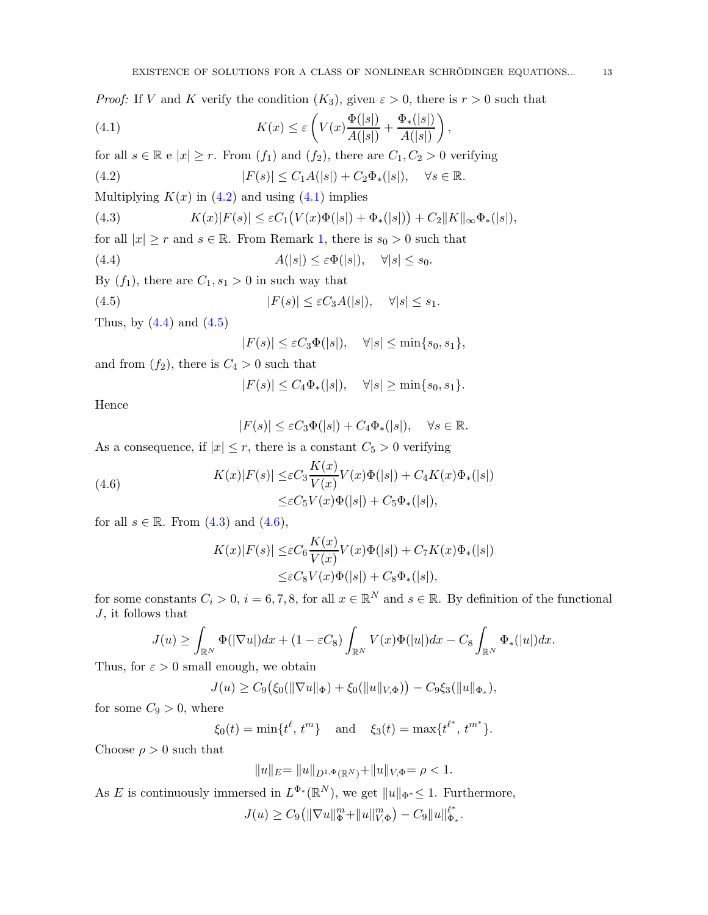*Proof:* If $V$ and $K$ verify the condition $(K_3)$, given $\varepsilon > 0$, there is $r > 0$ such that

$$K(x) \leq \varepsilon \left( V(x)\frac{\Phi(|s|)}{A(|s|)} + \frac{\Phi_*(|s|)}{A(|s|)} \right), \tag{4.1}$$

for all $s \in \mathbb{R}$ e $|x| \geq r$. From $(f_1)$ and $(f_2)$, there are $C_1, C_2 > 0$ verifying

$$|F(s)| \leq C_1 A(|s|) + C_2 \Phi_*(|s|), \quad \forall s \in \mathbb{R}. \tag{4.2}$$

Multiplying $K(x)$ in (4.2) and using (4.1) implies

$$K(x)|F(s)| \leq \varepsilon C_1\big(V(x)\Phi(|s|) + \Phi_*(|s|)\big) + C_2\|K\|_\infty \Phi_*(|s|), \tag{4.3}$$

for all $|x| \geq r$ and $s \in \mathbb{R}$. From Remark 1, there is $s_0 > 0$ such that

$$A(|s|) \leq \varepsilon \Phi(|s|), \quad \forall |s| \leq s_0. \tag{4.4}$$

By $(f_1)$, there are $C_1, s_1 > 0$ in such way that

$$|F(s)| \leq \varepsilon C_3 A(|s|), \quad \forall |s| \leq s_1. \tag{4.5}$$

Thus, by (4.4) and (4.5)

$$|F(s)| \leq \varepsilon C_3 \Phi(|s|), \quad \forall |s| \leq \min\{s_0, s_1\},$$

and from $(f_2)$, there is $C_4 > 0$ such that

$$|F(s)| \leq C_4 \Phi_*(|s|), \quad \forall |s| \geq \min\{s_0, s_1\}.$$

Hence

$$|F(s)| \leq \varepsilon C_3 \Phi(|s|) + C_4 \Phi_*(|s|), \quad \forall s \in \mathbb{R}.$$

As a consequence, if $|x| \leq r$, there is a constant $C_5 > 0$ verifying

$$\begin{aligned} K(x)|F(s)| &\leq \varepsilon C_3 \frac{K(x)}{V(x)} V(x)\Phi(|s|) + C_4 K(x)\Phi_*(|s|) \\ &\leq \varepsilon C_5 V(x)\Phi(|s|) + C_5 \Phi_*(|s|), \end{aligned} \tag{4.6}$$

for all $s \in \mathbb{R}$. From (4.3) and (4.6),

$$\begin{aligned} K(x)|F(s)| &\leq \varepsilon C_6 \frac{K(x)}{V(x)} V(x)\Phi(|s|) + C_7 K(x)\Phi_*(|s|) \\ &\leq \varepsilon C_8 V(x)\Phi(|s|) + C_8 \Phi_*(|s|), \end{aligned}$$

for some constants $C_i > 0$, $i = 6, 7, 8$, for all $x \in \mathbb{R}^N$ and $s \in \mathbb{R}$. By definition of the functional $J$, it follows that

$$J(u) \geq \int_{\mathbb{R}^N} \Phi(|\nabla u|)dx + (1 - \varepsilon C_8)\int_{\mathbb{R}^N} V(x)\Phi(|u|)dx - C_8 \int_{\mathbb{R}^N} \Phi_*(|u|)dx.$$

Thus, for $\varepsilon > 0$ small enough, we obtain

$$J(u) \geq C_9\big(\xi_0(\|\nabla u\|_\Phi) + \xi_0(\|u\|_{V,\Phi})\big) - C_9 \xi_3(\|u\|_{\Phi_*}),$$

for some $C_9 > 0$, where

$$\xi_0(t) = \min\{t^\ell,\, t^m\} \quad \text{and} \quad \xi_3(t) = \max\{t^{\ell^*},\, t^{m^*}\}.$$

Choose $\rho > 0$ such that

$$\|u\|_E = \|u\|_{D^{1,\Phi}(\mathbb{R}^N)} + \|u\|_{V,\Phi} = \rho < 1.$$

As $E$ is continuously immersed in $L^{\Phi_*}(\mathbb{R}^N)$, we get $\|u\|_{\Phi^*} \leq 1$. Furthermore,

$$J(u) \geq C_9\big(\|\nabla u\|_\Phi^m + \|u\|_{V,\Phi}^m\big) - C_9 \|u\|_{\Phi_*}^{\ell^*}.$$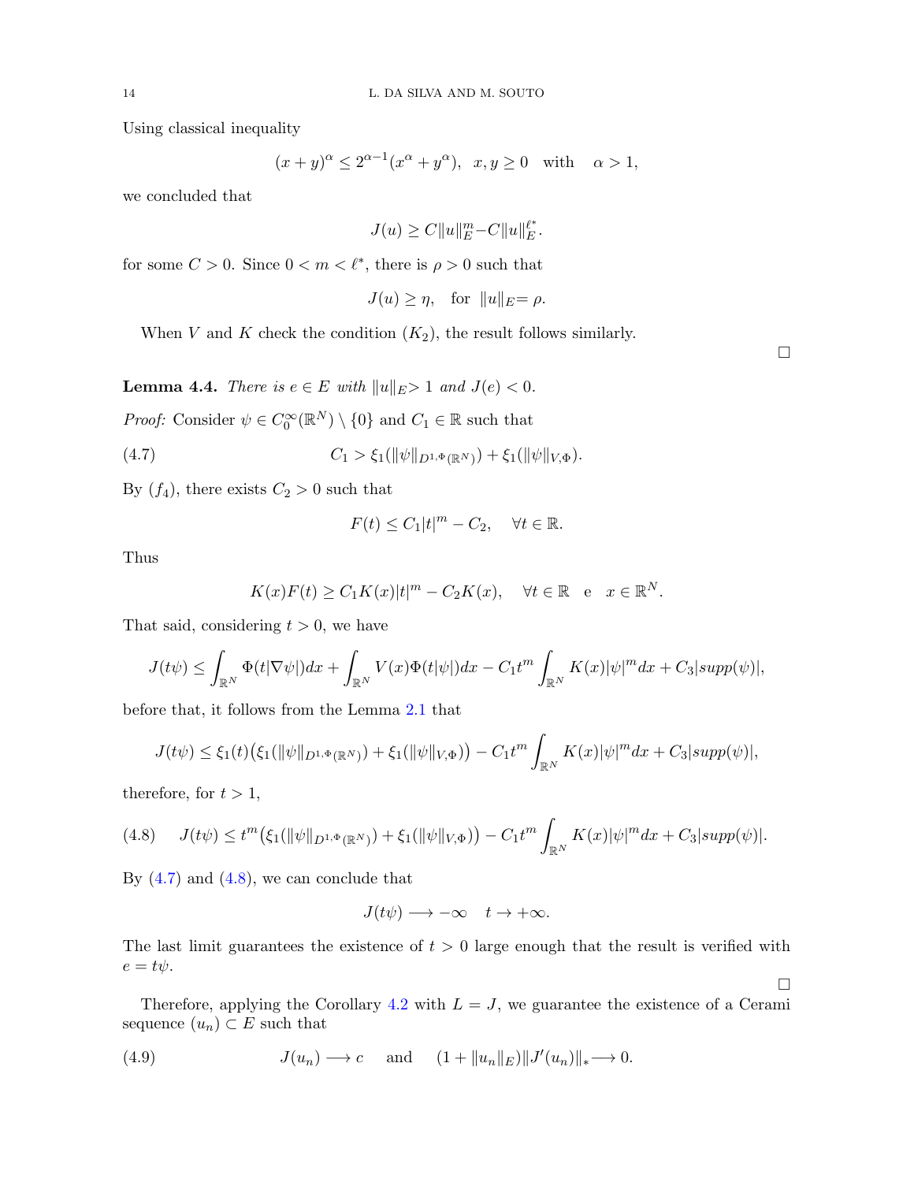Using classical inequality

$$(x+y)^{\alpha} \leq 2^{\alpha-1}(x^{\alpha}+y^{\alpha}), \;\; x,y \geq 0 \quad \text{with} \quad \alpha > 1,$$

we concluded that

$$J(u) \geq C\|u\|_E^m - C\|u\|_E^{\ell^*}.$$

for some $C > 0$. Since $0 < m < \ell^*$, there is $\rho > 0$ such that

$$J(u) \geq \eta, \quad \text{for } \|u\|_E = \rho.$$

When $V$ and $K$ check the condition $(K_2)$, the result follows similarly.

□

**Lemma 4.4.** *There is $e \in E$ with $\|u\|_E > 1$ and $J(e) < 0$.*

*Proof:* Consider $\psi \in C_0^{\infty}(\mathbb{R}^N) \setminus \{0\}$ and $C_1 \in \mathbb{R}$ such that

$$C_1 > \xi_1(\|\psi\|_{D^{1,\Phi}(\mathbb{R}^N)}) + \xi_1(\|\psi\|_{V,\Phi}). \tag{4.7}$$

By $(f_4)$, there exists $C_2 > 0$ such that

$$F(t) \leq C_1|t|^m - C_2, \quad \forall t \in \mathbb{R}.$$

Thus

$$K(x)F(t) \geq C_1K(x)|t|^m - C_2K(x), \quad \forall t \in \mathbb{R} \;\;\text{ e }\;\; x \in \mathbb{R}^N.$$

That said, considering $t > 0$, we have

$$J(t\psi) \leq \int_{\mathbb{R}^N} \Phi(t|\nabla\psi|)dx + \int_{\mathbb{R}^N} V(x)\Phi(t|\psi|)dx - C_1t^m\int_{\mathbb{R}^N} K(x)|\psi|^m dx + C_3|supp(\psi)|,$$

before that, it follows from the Lemma 2.1 that

$$J(t\psi) \leq \xi_1(t)\big(\xi_1(\|\psi\|_{D^{1,\Phi}(\mathbb{R}^N)}) + \xi_1(\|\psi\|_{V,\Phi})\big) - C_1t^m\int_{\mathbb{R}^N} K(x)|\psi|^m dx + C_3|supp(\psi)|,$$

therefore, for $t > 1$,

$$J(t\psi) \leq t^m\big(\xi_1(\|\psi\|_{D^{1,\Phi}(\mathbb{R}^N)}) + \xi_1(\|\psi\|_{V,\Phi})\big) - C_1t^m\int_{\mathbb{R}^N} K(x)|\psi|^m dx + C_3|supp(\psi)|. \tag{4.8}$$

By (4.7) and (4.8), we can conclude that

$$J(t\psi) \longrightarrow -\infty \quad t \to +\infty.$$

The last limit guarantees the existence of $t > 0$ large enough that the result is verified with $e = t\psi$.

□

Therefore, applying the Corollary 4.2 with $L = J$, we guarantee the existence of a Cerami sequence $(u_n) \subset E$ such that

$$J(u_n) \longrightarrow c \quad \text{ and } \quad (1 + \|u_n\|_E)\|J'(u_n)\|_* \longrightarrow 0. \tag{4.9}$$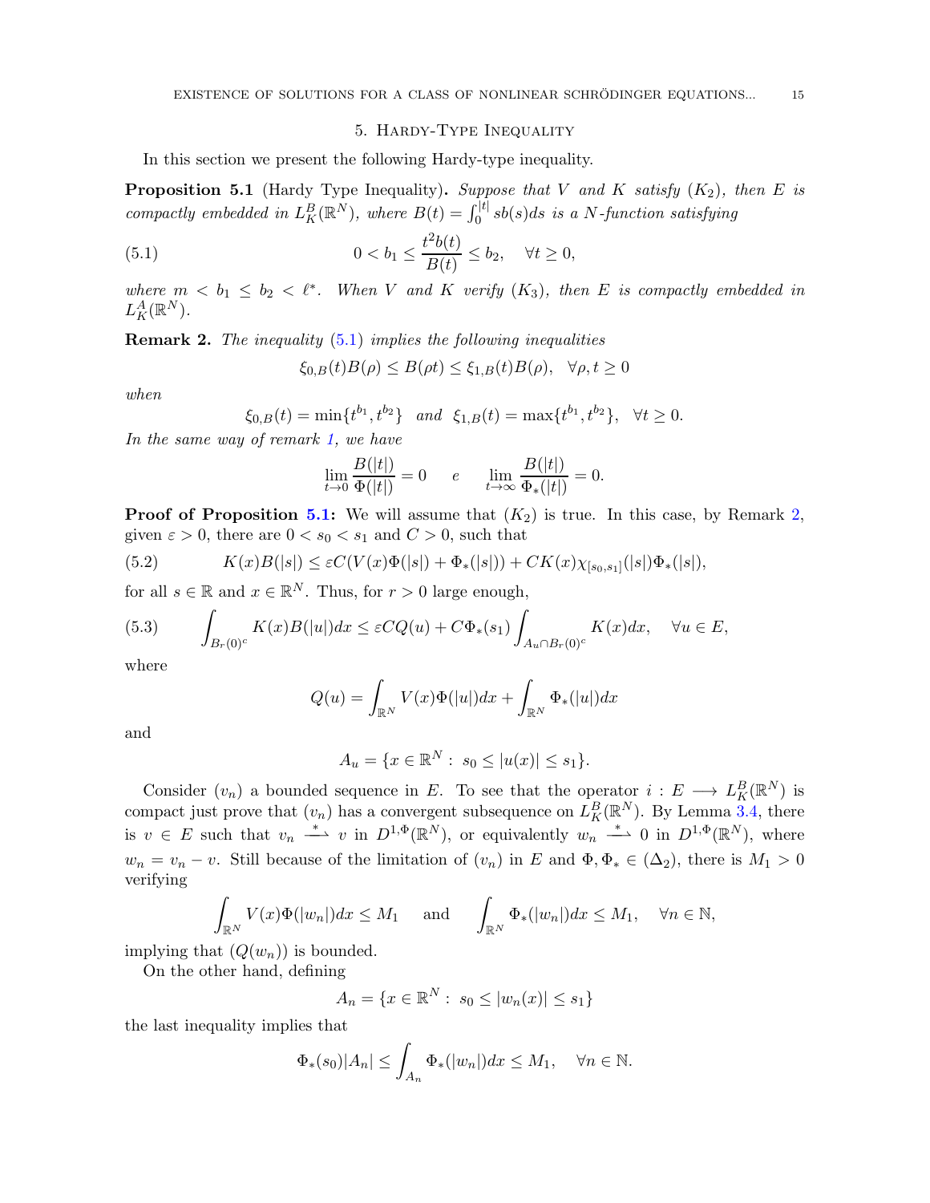## 5. Hardy-Type Inequality

In this section we present the following Hardy-type inequality.

**Proposition 5.1** (Hardy Type Inequality)**.** *Suppose that $V$ and $K$ satisfy $(K_2)$, then $E$ is compactly embedded in $L^B_K(\mathbb{R}^N)$, where $B(t) = \int_0^{|t|} sb(s)ds$ is a $N$-function satisfying*

$$0 < b_1 \leq \frac{t^2 b(t)}{B(t)} \leq b_2, \quad \forall t \geq 0, \tag{5.1}$$

*where $m < b_1 \leq b_2 < \ell^*$. When $V$ and $K$ verify $(K_3)$, then $E$ is compactly embedded in $L^A_K(\mathbb{R}^N)$.*

**Remark 2.** *The inequality (5.1) implies the following inequalities*

$$\xi_{0,B}(t)B(\rho) \leq B(\rho t) \leq \xi_{1,B}(t)B(\rho), \quad \forall \rho, t \geq 0$$

*when*

$$\xi_{0,B}(t) = \min\{t^{b_1}, t^{b_2}\} \quad \textit{and} \quad \xi_{1,B}(t) = \max\{t^{b_1}, t^{b_2}\}, \quad \forall t \geq 0.$$

*In the same way of remark 1, we have*

$$\lim_{t \to 0} \frac{B(|t|)}{\Phi(|t|)} = 0 \qquad e \qquad \lim_{t \to \infty} \frac{B(|t|)}{\Phi_*(|t|)} = 0.$$

**Proof of Proposition 5.1:** We will assume that $(K_2)$ is true. In this case, by Remark 2, given $\varepsilon > 0$, there are $0 < s_0 < s_1$ and $C > 0$, such that

$$K(x)B(|s|) \leq \varepsilon C(V(x)\Phi(|s|) + \Phi_*(|s|)) + CK(x)\chi_{[s_0,s_1]}(|s|)\Phi_*(|s|), \tag{5.2}$$

for all $s \in \mathbb{R}$ and $x \in \mathbb{R}^N$. Thus, for $r > 0$ large enough,

$$\int_{B_r(0)^c} K(x)B(|u|)dx \leq \varepsilon C Q(u) + C\Phi_*(s_1)\int_{A_u \cap B_r(0)^c} K(x)dx, \quad \forall u \in E, \tag{5.3}$$

where

$$Q(u) = \int_{\mathbb{R}^N} V(x)\Phi(|u|)dx + \int_{\mathbb{R}^N} \Phi_*(|u|)dx$$

and

$$A_u = \{x \in \mathbb{R}^N : \, s_0 \leq |u(x)| \leq s_1\}.$$

Consider $(v_n)$ a bounded sequence in $E$. To see that the operator $i : E \longrightarrow L^B_K(\mathbb{R}^N)$ is compact just prove that $(v_n)$ has a convergent subsequence on $L^B_K(\mathbb{R}^N)$. By Lemma 3.4, there is $v \in E$ such that $v_n \overset{*}{\rightharpoonup} v$ in $D^{1,\Phi}(\mathbb{R}^N)$, or equivalently $w_n \overset{*}{\rightharpoonup} 0$ in $D^{1,\Phi}(\mathbb{R}^N)$, where $w_n = v_n - v$. Still because of the limitation of $(v_n)$ in $E$ and $\Phi, \Phi_* \in (\Delta_2)$, there is $M_1 > 0$ verifying

$$\int_{\mathbb{R}^N} V(x)\Phi(|w_n|)dx \leq M_1 \quad \text{ and } \quad \int_{\mathbb{R}^N} \Phi_*(|w_n|)dx \leq M_1, \quad \forall n \in \mathbb{N},$$

implying that $(Q(w_n))$ is bounded.

On the other hand, defining

$$A_n = \{x \in \mathbb{R}^N : \, s_0 \leq |w_n(x)| \leq s_1\}$$

the last inequality implies that

$$\Phi_*(s_0)|A_n| \leq \int_{A_n} \Phi_*(|w_n|)dx \leq M_1, \quad \forall n \in \mathbb{N}.$$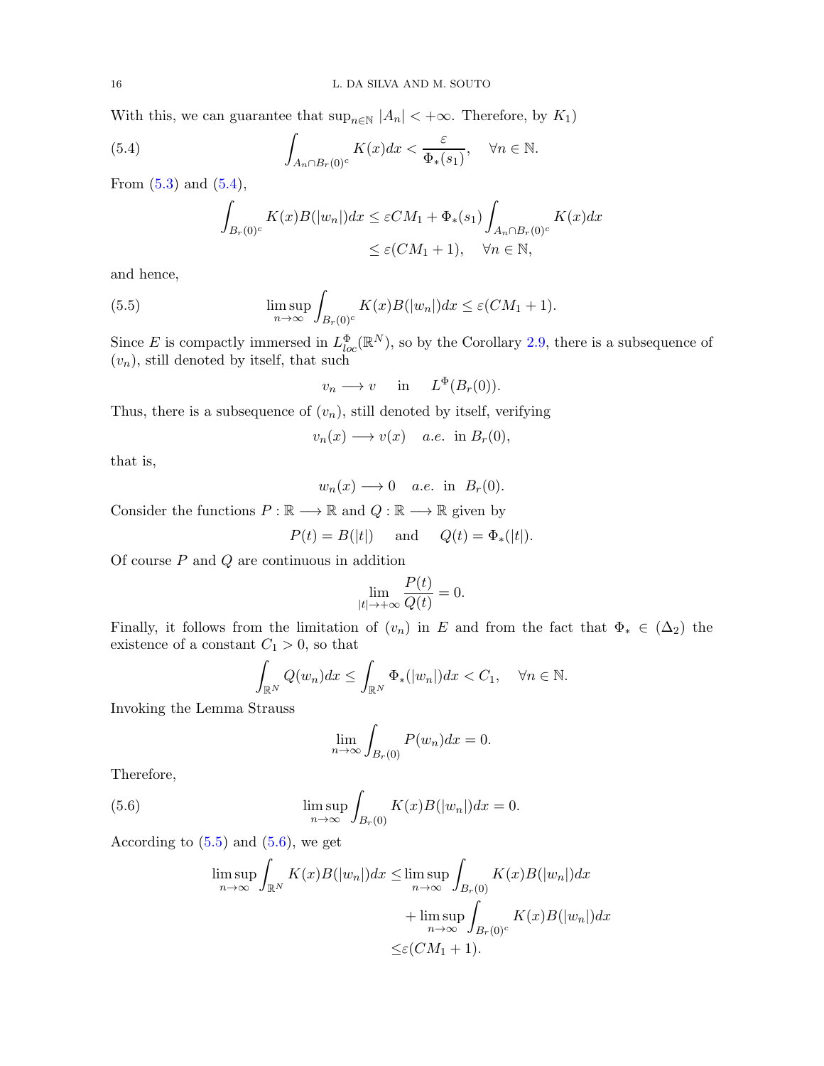With this, we can guarantee that $\sup_{n\in\mathbb{N}} |A_n| < +\infty$. Therefore, by $K_1)$

$$\int_{A_n\cap B_r(0)^c} K(x)dx < \frac{\varepsilon}{\Phi_*(s_1)}, \quad \forall n \in \mathbb{N}. \tag{5.4}$$

From (5.3) and (5.4),

$$\begin{aligned}\int_{B_r(0)^c} K(x)B(|w_n|)dx &\leq \varepsilon C M_1 + \Phi_*(s_1)\int_{A_n\cap B_r(0)^c} K(x)dx \\ &\leq \varepsilon(CM_1+1), \quad \forall n \in \mathbb{N},\end{aligned}$$

and hence,

$$\limsup_{n\to\infty} \int_{B_r(0)^c} K(x)B(|w_n|)dx \leq \varepsilon(CM_1+1). \tag{5.5}$$

Since $E$ is compactly immersed in $L^{\Phi}_{loc}(\mathbb{R}^N)$, so by the Corollary 2.9, there is a subsequence of $(v_n)$, still denoted by itself, that such

$$v_n \longrightarrow v \quad \text{ in } \quad L^{\Phi}(B_r(0)).$$

Thus, there is a subsequence of $(v_n)$, still denoted by itself, verifying

$$v_n(x) \longrightarrow v(x) \quad a.e. \text{ in } B_r(0),$$

that is,

$$w_n(x) \longrightarrow 0 \quad a.e. \text{ in } B_r(0).$$

Consider the functions $P : \mathbb{R} \longrightarrow \mathbb{R}$ and $Q : \mathbb{R} \longrightarrow \mathbb{R}$ given by

$$P(t) = B(|t|) \quad \text{ and } \quad Q(t) = \Phi_*(|t|).$$

Of course $P$ and $Q$ are continuous in addition

$$\lim_{|t|\to+\infty} \frac{P(t)}{Q(t)} = 0.$$

Finally, it follows from the limitation of $(v_n)$ in $E$ and from the fact that $\Phi_* \in (\Delta_2)$ the existence of a constant $C_1 > 0$, so that

$$\int_{\mathbb{R}^N} Q(w_n)dx \leq \int_{\mathbb{R}^N} \Phi_*(|w_n|)dx < C_1, \quad \forall n \in \mathbb{N}.$$

Invoking the Lemma Strauss

$$\lim_{n\to\infty} \int_{B_r(0)} P(w_n)dx = 0.$$

Therefore,

$$\limsup_{n\to\infty} \int_{B_r(0)} K(x)B(|w_n|)dx = 0. \tag{5.6}$$

According to (5.5) and (5.6), we get

$$\begin{aligned}\limsup_{n\to\infty} \int_{\mathbb{R}^N} K(x)B(|w_n|)dx \leq &\limsup_{n\to\infty} \int_{B_r(0)} K(x)B(|w_n|)dx \\ &+ \limsup_{n\to\infty} \int_{B_r(0)^c} K(x)B(|w_n|)dx \\ \leq &\varepsilon(CM_1+1).\end{aligned}$$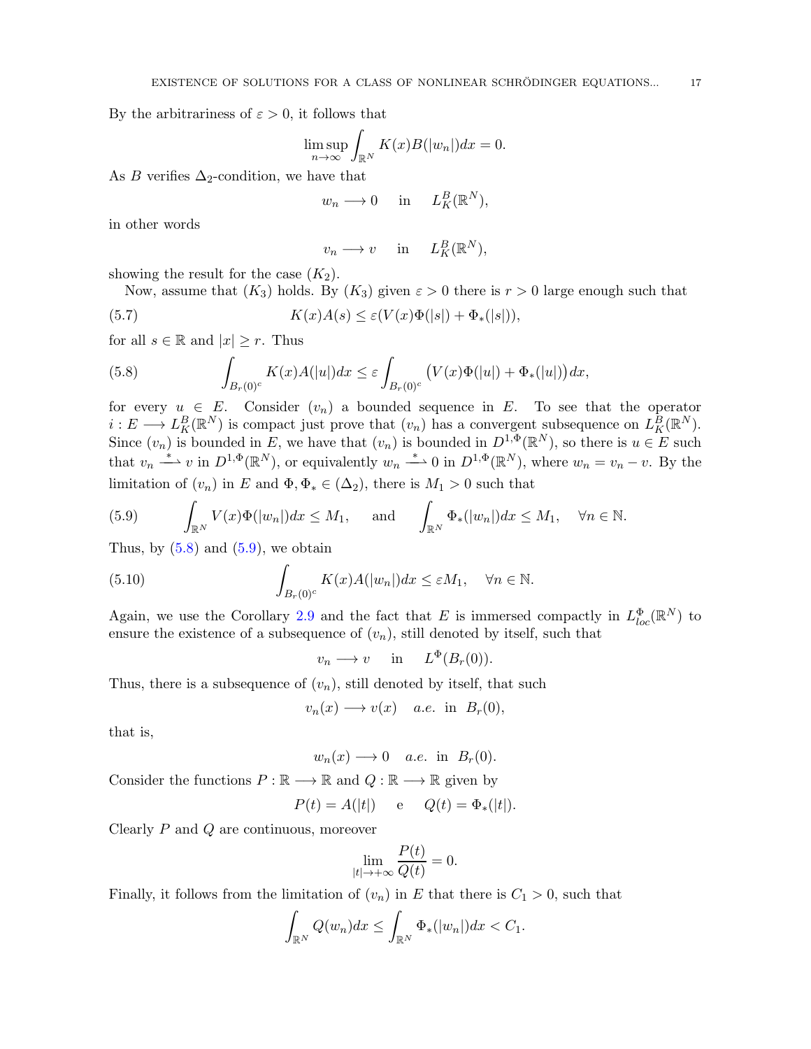By the arbitrariness of $\varepsilon > 0$, it follows that

$$\limsup_{n\to\infty} \int_{\mathbb{R}^N} K(x)B(|w_n|)dx = 0.$$

As $B$ verifies $\Delta_2$-condition, we have that

$$w_n \longrightarrow 0 \quad \text{in} \quad L^B_K(\mathbb{R}^N),$$

in other words

$$v_n \longrightarrow v \quad \text{in} \quad L^B_K(\mathbb{R}^N),$$

showing the result for the case $(K_2)$.

Now, assume that $(K_3)$ holds. By $(K_3)$ given $\varepsilon > 0$ there is $r > 0$ large enough such that

$$K(x)A(s) \leq \varepsilon(V(x)\Phi(|s|) + \Phi_*(|s|)), \tag{5.7}$$

for all $s \in \mathbb{R}$ and $|x| \geq r$. Thus

$$\int_{B_r(0)^c} K(x)A(|u|)dx \leq \varepsilon \int_{B_r(0)^c} \big(V(x)\Phi(|u|) + \Phi_*(|u|)\big)\,dx, \tag{5.8}$$

for every $u \in E$. Consider $(v_n)$ a bounded sequence in $E$. To see that the operator $i : E \longrightarrow L^B_K(\mathbb{R}^N)$ is compact just prove that $(v_n)$ has a convergent subsequence on $L^B_K(\mathbb{R}^N)$. Since $(v_n)$ is bounded in $E$, we have that $(v_n)$ is bounded in $D^{1,\Phi}(\mathbb{R}^N)$, so there is $u \in E$ such that $v_n \xrightarrow{\;*\;} v$ in $D^{1,\Phi}(\mathbb{R}^N)$, or equivalently $w_n \xrightarrow{\;*\;} 0$ in $D^{1,\Phi}(\mathbb{R}^N)$, where $w_n = v_n - v$. By the limitation of $(v_n)$ in $E$ and $\Phi, \Phi_* \in (\Delta_2)$, there is $M_1 > 0$ such that

$$\int_{\mathbb{R}^N} V(x)\Phi(|w_n|)dx \leq M_1, \quad \text{and} \quad \int_{\mathbb{R}^N} \Phi_*(|w_n|)dx \leq M_1, \quad \forall n \in \mathbb{N}. \tag{5.9}$$

Thus, by (5.8) and (5.9), we obtain

$$\int_{B_r(0)^c} K(x)A(|w_n|)dx \leq \varepsilon M_1, \quad \forall n \in \mathbb{N}. \tag{5.10}$$

Again, we use the Corollary 2.9 and the fact that $E$ is immersed compactly in $L^\Phi_{loc}(\mathbb{R}^N)$ to ensure the existence of a subsequence of $(v_n)$, still denoted by itself, such that

$$v_n \longrightarrow v \quad \text{in} \quad L^\Phi(B_r(0)).$$

Thus, there is a subsequence of $(v_n)$, still denoted by itself, that such

$$v_n(x) \longrightarrow v(x) \quad a.e. \text{ in } B_r(0),$$

that is,

$$w_n(x) \longrightarrow 0 \quad a.e. \text{ in } B_r(0).$$

Consider the functions $P : \mathbb{R} \longrightarrow \mathbb{R}$ and $Q : \mathbb{R} \longrightarrow \mathbb{R}$ given by

$$P(t) = A(|t|) \quad \text{e} \quad Q(t) = \Phi_*(|t|).$$

Clearly $P$ and $Q$ are continuous, moreover

$$\lim_{|t|\to+\infty} \frac{P(t)}{Q(t)} = 0.$$

Finally, it follows from the limitation of $(v_n)$ in $E$ that there is $C_1 > 0$, such that

$$\int_{\mathbb{R}^N} Q(w_n)dx \leq \int_{\mathbb{R}^N} \Phi_*(|w_n|)dx < C_1.$$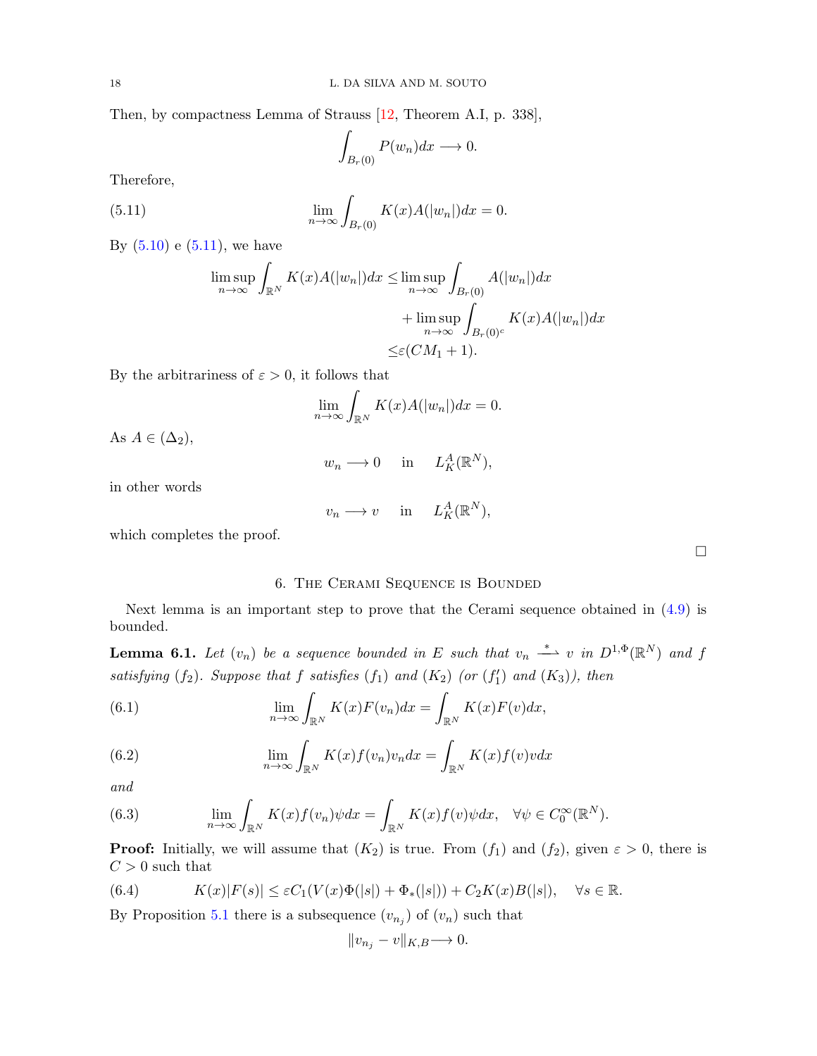Then, by compactness Lemma of Strauss [12, Theorem A.I, p. 338],

$$\int_{B_r(0)} P(w_n)dx \longrightarrow 0.$$

Therefore,

$$\lim_{n\to\infty} \int_{B_r(0)} K(x)A(|w_n|)dx = 0. \tag{5.11}$$

By (5.10) e (5.11), we have

$$\begin{aligned}
\limsup_{n\to\infty} \int_{\mathbb{R}^N} K(x)A(|w_n|)dx \leq & \limsup_{n\to\infty} \int_{B_r(0)} A(|w_n|)dx \\
& + \limsup_{n\to\infty} \int_{B_r(0)^c} K(x)A(|w_n|)dx \\
\leq & \varepsilon(CM_1 + 1).
\end{aligned}$$

By the arbitrariness of $\varepsilon > 0$, it follows that

$$\lim_{n\to\infty} \int_{\mathbb{R}^N} K(x)A(|w_n|)dx = 0.$$

As $A \in (\Delta_2)$,

$$w_n \longrightarrow 0 \quad \text{in} \quad L^A_K(\mathbb{R}^N),$$

in other words

$$v_n \longrightarrow v \quad \text{in} \quad L^A_K(\mathbb{R}^N),$$

which completes the proof.

□

## 6. The Cerami Sequence is Bounded

Next lemma is an important step to prove that the Cerami sequence obtained in (4.9) is bounded.

**Lemma 6.1.** *Let $(v_n)$ be a sequence bounded in $E$ such that $v_n \overset{*}{\rightharpoonup} v$ in $D^{1,\Phi}(\mathbb{R}^N)$ and $f$ satisfying $(f_2)$. Suppose that $f$ satisfies $(f_1)$ and $(K_2)$ (or $(f_1')$ and $(K_3)$), then*

$$\lim_{n\to\infty} \int_{\mathbb{R}^N} K(x)F(v_n)dx = \int_{\mathbb{R}^N} K(x)F(v)dx, \tag{6.1}$$

$$\lim_{n\to\infty} \int_{\mathbb{R}^N} K(x)f(v_n)v_n dx = \int_{\mathbb{R}^N} K(x)f(v)v dx \tag{6.2}$$

*and*

$$\lim_{n\to\infty} \int_{\mathbb{R}^N} K(x)f(v_n)\psi dx = \int_{\mathbb{R}^N} K(x)f(v)\psi dx, \quad \forall \psi \in C_0^\infty(\mathbb{R}^N). \tag{6.3}$$

**Proof:** Initially, we will assume that $(K_2)$ is true. From $(f_1)$ and $(f_2)$, given $\varepsilon > 0$, there is $C > 0$ such that

$$K(x)|F(s)| \leq \varepsilon C_1(V(x)\Phi(|s|) + \Phi_*(|s|)) + C_2 K(x)B(|s|), \quad \forall s \in \mathbb{R}. \tag{6.4}$$

By Proposition 5.1 there is a subsequence $(v_{n_j})$ of $(v_n)$ such that

$$\|v_{n_j} - v\|_{K,B} \longrightarrow 0.$$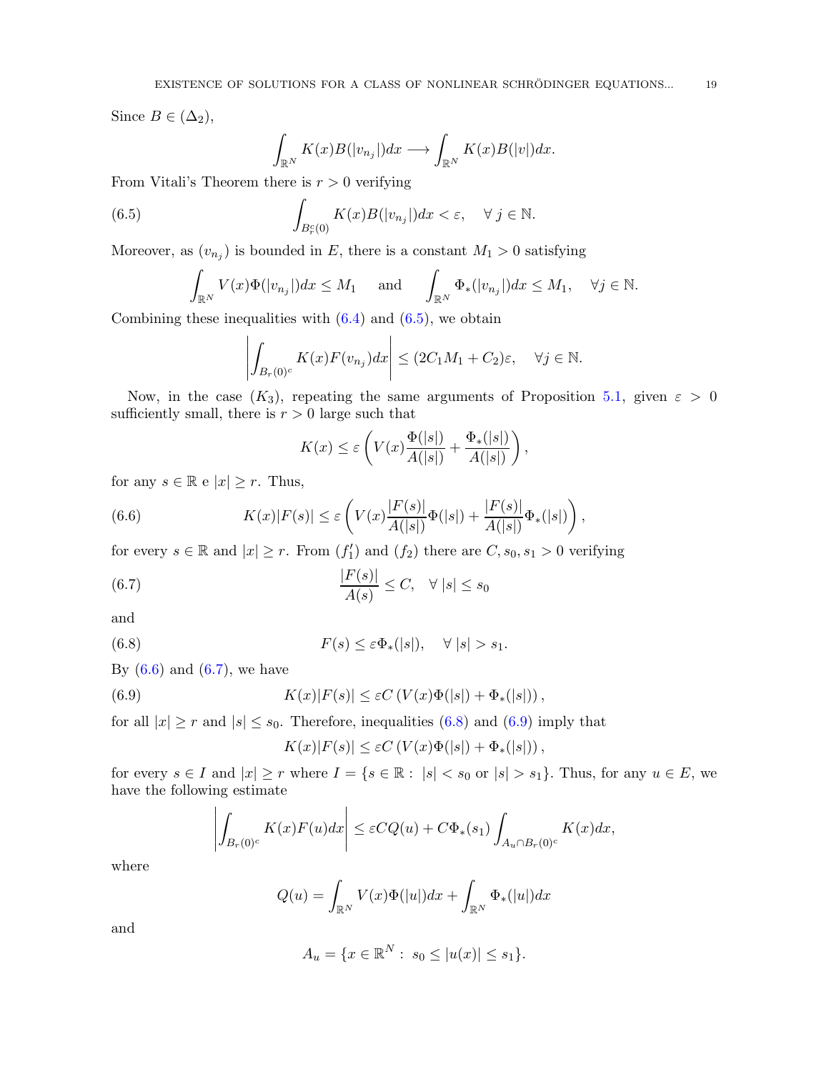Since $B \in (\Delta_2)$,

$$\int_{\mathbb{R}^N} K(x)B(|v_{n_j}|)dx \longrightarrow \int_{\mathbb{R}^N} K(x)B(|v|)dx.$$

From Vitali's Theorem there is $r > 0$ verifying

$$\int_{B_r^c(0)} K(x)B(|v_{n_j}|)dx < \varepsilon, \quad \forall\, j \in \mathbb{N}. \tag{6.5}$$

Moreover, as $(v_{n_j})$ is bounded in $E$, there is a constant $M_1 > 0$ satisfying

$$\int_{\mathbb{R}^N} V(x)\Phi(|v_{n_j}|)dx \le M_1 \quad \text{ and } \quad \int_{\mathbb{R}^N} \Phi_*(|v_{n_j}|)dx \le M_1, \quad \forall j \in \mathbb{N}.$$

Combining these inequalities with (6.4) and (6.5), we obtain

$$\left|\int_{B_r(0)^c} K(x)F(v_{n_j})dx\right| \le (2C_1M_1 + C_2)\varepsilon, \quad \forall j \in \mathbb{N}.$$

Now, in the case $(K_3)$, repeating the same arguments of Proposition 5.1, given $\varepsilon > 0$ sufficiently small, there is $r > 0$ large such that

$$K(x) \le \varepsilon \left(V(x)\frac{\Phi(|s|)}{A(|s|)} + \frac{\Phi_*(|s|)}{A(|s|)}\right),$$

for any $s \in \mathbb{R}$ e $|x| \ge r$. Thus,

$$K(x)|F(s)| \le \varepsilon \left(V(x)\frac{|F(s)|}{A(|s|)}\Phi(|s|) + \frac{|F(s)|}{A(|s|)}\Phi_*(|s|)\right), \tag{6.6}$$

for every $s \in \mathbb{R}$ and $|x| \ge r$. From $(f_1')$ and $(f_2)$ there are $C, s_0, s_1 > 0$ verifying

$$\frac{|F(s)|}{A(s)} \le C, \quad \forall\, |s| \le s_0 \tag{6.7}$$

and

$$F(s) \le \varepsilon \Phi_*(|s|), \quad \forall\, |s| > s_1. \tag{6.8}$$

By (6.6) and (6.7), we have

$$K(x)|F(s)| \le \varepsilon C \left(V(x)\Phi(|s|) + \Phi_*(|s|)\right), \tag{6.9}$$

for all $|x| \ge r$ and $|s| \le s_0$. Therefore, inequalities (6.8) and (6.9) imply that

$$K(x)|F(s)| \le \varepsilon C \left(V(x)\Phi(|s|) + \Phi_*(|s|)\right),$$

for every $s \in I$ and $|x| \ge r$ where $I = \{s \in \mathbb{R} :\ |s| < s_0 \text{ or } |s| > s_1\}$. Thus, for any $u \in E$, we have the following estimate

$$\left|\int_{B_r(0)^c} K(x)F(u)dx\right| \le \varepsilon C Q(u) + C\Phi_*(s_1)\int_{A_u \cap B_r(0)^c} K(x)dx,$$

where

$$Q(u) = \int_{\mathbb{R}^N} V(x)\Phi(|u|)dx + \int_{\mathbb{R}^N} \Phi_*(|u|)dx$$

and

$$A_u = \{x \in \mathbb{R}^N :\ s_0 \le |u(x)| \le s_1\}.$$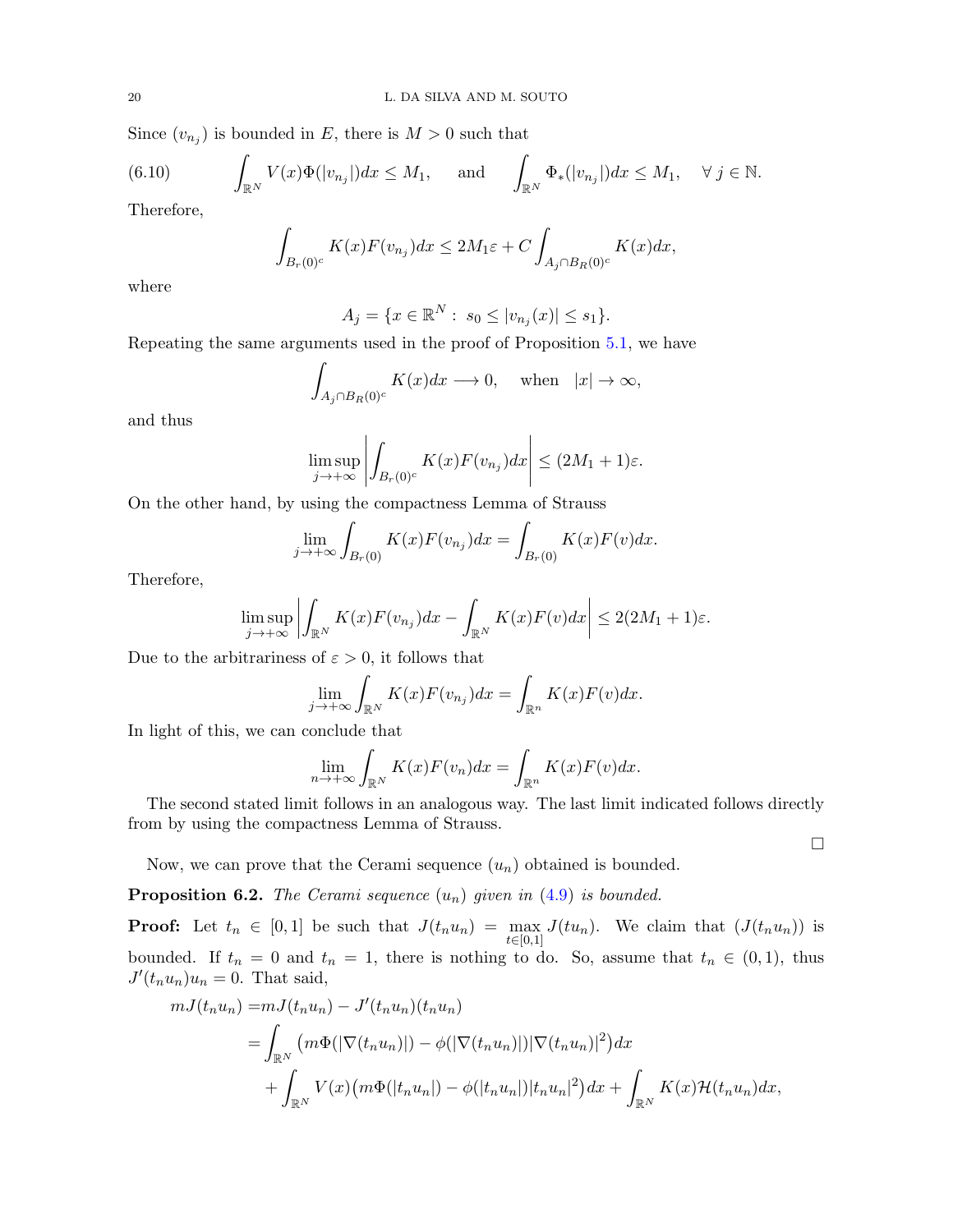Since $(v_{n_j})$ is bounded in $E$, there is $M > 0$ such that

$$\int_{\mathbb{R}^N} V(x)\Phi(|v_{n_j}|)dx \leq M_1, \quad \text{and} \quad \int_{\mathbb{R}^N} \Phi_*(|v_{n_j}|)dx \leq M_1, \quad \forall\, j \in \mathbb{N}. \tag{6.10}$$

Therefore,

$$\int_{B_r(0)^c} K(x)F(v_{n_j})dx \leq 2M_1\varepsilon + C\int_{A_j \cap B_R(0)^c} K(x)dx,$$

where

$$A_j = \{x \in \mathbb{R}^N : \ s_0 \leq |v_{n_j}(x)| \leq s_1\}.$$

Repeating the same arguments used in the proof of Proposition 5.1, we have

$$\int_{A_j \cap B_R(0)^c} K(x)dx \longrightarrow 0, \quad \text{when} \quad |x| \to \infty,$$

and thus

$$\limsup_{j\to+\infty} \left| \int_{B_r(0)^c} K(x)F(v_{n_j})dx \right| \leq (2M_1 + 1)\varepsilon.$$

On the other hand, by using the compactness Lemma of Strauss

$$\lim_{j\to+\infty} \int_{B_r(0)} K(x)F(v_{n_j})dx = \int_{B_r(0)} K(x)F(v)dx.$$

Therefore,

$$\limsup_{j\to+\infty} \left| \int_{\mathbb{R}^N} K(x)F(v_{n_j})dx - \int_{\mathbb{R}^N} K(x)F(v)dx \right| \leq 2(2M_1 + 1)\varepsilon.$$

Due to the arbitrariness of $\varepsilon > 0$, it follows that

$$\lim_{j\to+\infty} \int_{\mathbb{R}^N} K(x)F(v_{n_j})dx = \int_{\mathbb{R}^n} K(x)F(v)dx.$$

In light of this, we can conclude that

$$\lim_{n\to+\infty} \int_{\mathbb{R}^N} K(x)F(v_n)dx = \int_{\mathbb{R}^n} K(x)F(v)dx.$$

The second stated limit follows in an analogous way. The last limit indicated follows directly from by using the compactness Lemma of Strauss.

□

Now, we can prove that the Cerami sequence $(u_n)$ obtained is bounded.

**Proposition 6.2.** *The Cerami sequence $(u_n)$ given in (4.9) is bounded.*

**Proof:** Let $t_n \in [0,1]$ be such that $J(t_n u_n) = \max\limits_{t\in[0,1]} J(tu_n)$. We claim that $(J(t_n u_n))$ is bounded. If $t_n = 0$ and $t_n = 1$, there is nothing to do. So, assume that $t_n \in (0,1)$, thus $J'(t_n u_n)u_n = 0$. That said,

$$\begin{aligned} mJ(t_n u_n) =& mJ(t_n u_n) - J'(t_n u_n)(t_n u_n) \\ =& \int_{\mathbb{R}^N} \big(m\Phi(|\nabla(t_n u_n)|) - \phi(|\nabla(t_n u_n)|)|\nabla(t_n u_n)|^2\big)dx \\ &+ \int_{\mathbb{R}^N} V(x)\big(m\Phi(|t_n u_n|) - \phi(|t_n u_n|)|t_n u_n|^2\big)dx + \int_{\mathbb{R}^N} K(x)\mathcal{H}(t_n u_n)dx, \end{aligned}$$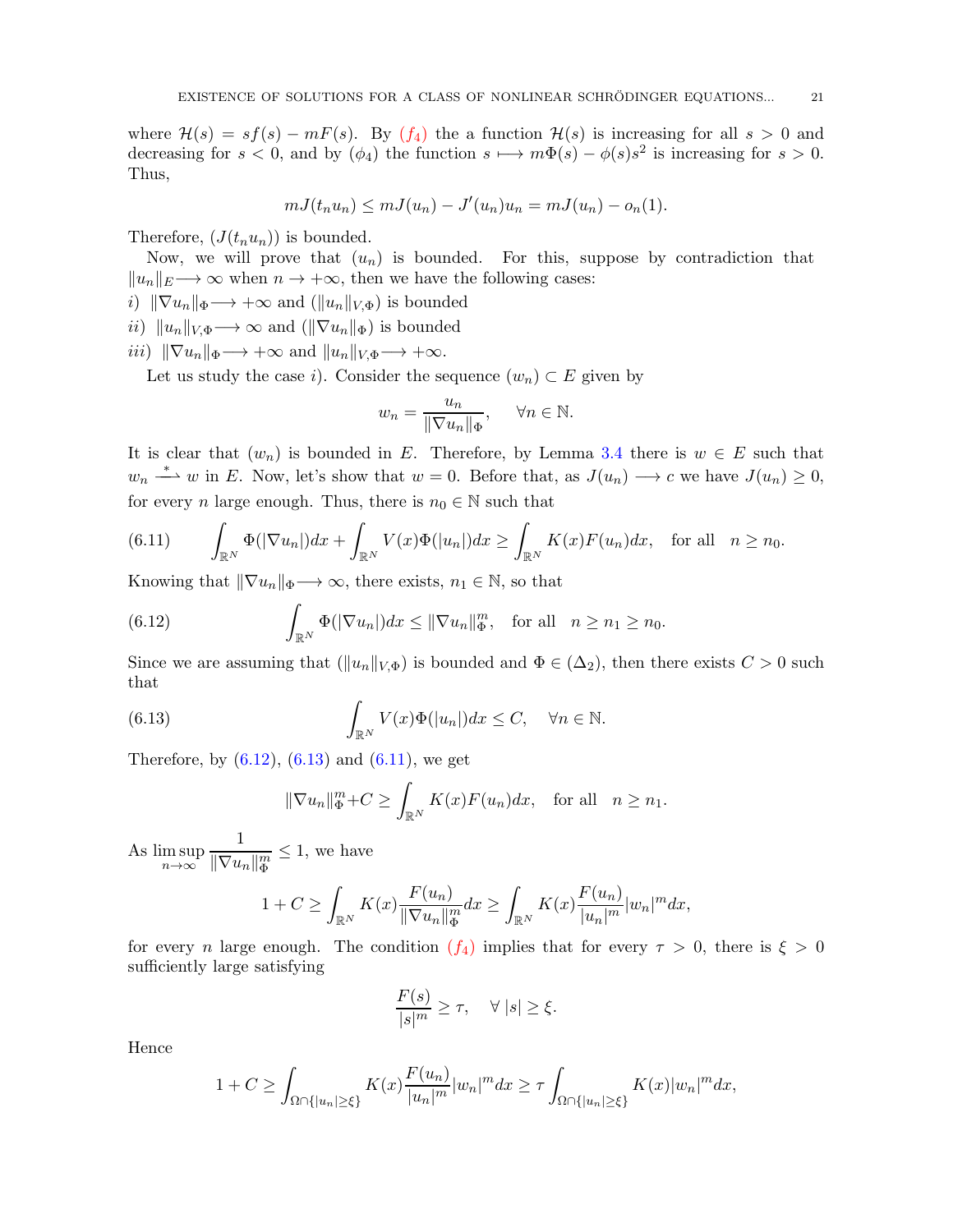where $\mathcal{H}(s) = sf(s) - mF(s)$. By $(f_4)$ the a function $\mathcal{H}(s)$ is increasing for all $s > 0$ and decreasing for $s < 0$, and by $(\phi_4)$ the function $s \longmapsto m\Phi(s) - \phi(s)s^2$ is increasing for $s > 0$. Thus,

$$mJ(t_n u_n) \leq mJ(u_n) - J'(u_n)u_n = mJ(u_n) - o_n(1).$$

Therefore, $(J(t_n u_n))$ is bounded.

Now, we will prove that $(u_n)$ is bounded. For this, suppose by contradiction that $\|u_n\|_E \longrightarrow \infty$ when $n \to +\infty$, then we have the following cases:

*i)* $\|\nabla u_n\|_\Phi \longrightarrow +\infty$ and $(\|u_n\|_{V,\Phi})$ is bounded

*ii)* $\|u_n\|_{V,\Phi} \longrightarrow \infty$ and $(\|\nabla u_n\|_\Phi)$ is bounded

*iii)* $\|\nabla u_n\|_\Phi \longrightarrow +\infty$ and $\|u_n\|_{V,\Phi} \longrightarrow +\infty$.

Let us study the case *i*). Consider the sequence $(w_n) \subset E$ given by

$$w_n = \frac{u_n}{\|\nabla u_n\|_\Phi}, \quad \forall n \in \mathbb{N}.$$

It is clear that $(w_n)$ is bounded in $E$. Therefore, by Lemma 3.4 there is $w \in E$ such that $w_n \overset{*}{\rightharpoonup} w$ in $E$. Now, let's show that $w = 0$. Before that, as $J(u_n) \longrightarrow c$ we have $J(u_n) \geq 0$, for every $n$ large enough. Thus, there is $n_0 \in \mathbb{N}$ such that

$$\int_{\mathbb{R}^N} \Phi(|\nabla u_n|)dx + \int_{\mathbb{R}^N} V(x)\Phi(|u_n|)dx \geq \int_{\mathbb{R}^N} K(x)F(u_n)dx, \quad \text{for all} \quad n \geq n_0. \tag{6.11}$$

Knowing that $\|\nabla u_n\|_\Phi \longrightarrow \infty$, there exists, $n_1 \in \mathbb{N}$, so that

$$\int_{\mathbb{R}^N} \Phi(|\nabla u_n|)dx \leq \|\nabla u_n\|_\Phi^m, \quad \text{for all} \quad n \geq n_1 \geq n_0. \tag{6.12}$$

Since we are assuming that $(\|u_n\|_{V,\Phi})$ is bounded and $\Phi \in (\Delta_2)$, then there exists $C > 0$ such that

$$\int_{\mathbb{R}^N} V(x)\Phi(|u_n|)dx \leq C, \quad \forall n \in \mathbb{N}. \tag{6.13}$$

Therefore, by (6.12), (6.13) and (6.11), we get

$$\|\nabla u_n\|_\Phi^m + C \geq \int_{\mathbb{R}^N} K(x)F(u_n)dx, \quad \text{for all} \quad n \geq n_1.$$

As $\limsup\limits_{n\to\infty} \dfrac{1}{\|\nabla u_n\|_\Phi^m} \leq 1$, we have

$$1 + C \geq \int_{\mathbb{R}^N} K(x)\frac{F(u_n)}{\|\nabla u_n\|_\Phi^m}dx \geq \int_{\mathbb{R}^N} K(x)\frac{F(u_n)}{|u_n|^m}|w_n|^m dx,$$

for every $n$ large enough. The condition $(f_4)$ implies that for every $\tau > 0$, there is $\xi > 0$ sufficiently large satisfying

$$\frac{F(s)}{|s|^m} \geq \tau, \quad \forall\, |s| \geq \xi.$$

Hence

$$1 + C \geq \int_{\Omega\cap\{|u_n|\geq\xi\}} K(x)\frac{F(u_n)}{|u_n|^m}|w_n|^m dx \geq \tau \int_{\Omega\cap\{|u_n|\geq\xi\}} K(x)|w_n|^m dx,$$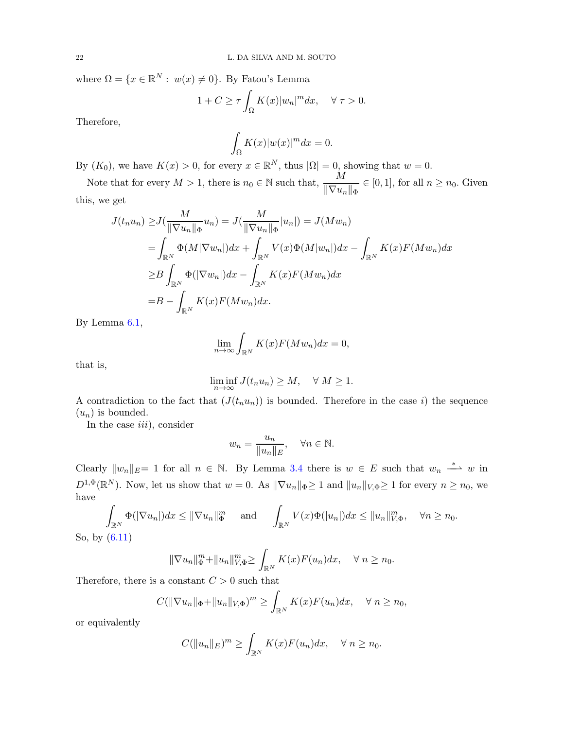where $\Omega = \{x \in \mathbb{R}^N : \ w(x) \neq 0\}$. By Fatou's Lemma

$$1 + C \geq \tau \int_{\Omega} K(x)|w_n|^m dx, \quad \forall \ \tau > 0.$$

Therefore,

$$\int_{\Omega} K(x)|w(x)|^m dx = 0.$$

By $(K_0)$, we have $K(x) > 0$, for every $x \in \mathbb{R}^N$, thus $|\Omega| = 0$, showing that $w = 0$.

Note that for every $M > 1$, there is $n_0 \in \mathbb{N}$ such that, $\dfrac{M}{\|\nabla u_n\|_\Phi} \in [0, 1]$, for all $n \geq n_0$. Given this, we get

$$\begin{aligned}
J(t_n u_n) \geq & J(\frac{M}{\|\nabla u_n\|_\Phi} u_n) = J(\frac{M}{\|\nabla u_n\|_\Phi}|u_n|) = J(M w_n) \\
= & \int_{\mathbb{R}^N} \Phi(M|\nabla w_n|)dx + \int_{\mathbb{R}^N} V(x)\Phi(M|w_n|)dx - \int_{\mathbb{R}^N} K(x)F(M w_n)dx \\
\geq & B \int_{\mathbb{R}^N} \Phi(|\nabla w_n|)dx - \int_{\mathbb{R}^N} K(x)F(M w_n)dx \\
= & B - \int_{\mathbb{R}^N} K(x)F(M w_n)dx.
\end{aligned}$$

By Lemma 6.1,

$$\lim_{n\to\infty} \int_{\mathbb{R}^N} K(x)F(M w_n)dx = 0,$$

that is,

$$\liminf_{n\to\infty} J(t_n u_n) \geq M, \quad \forall \ M \geq 1.$$

A contradiction to the fact that $(J(t_n u_n))$ is bounded. Therefore in the case $i)$ the sequence $(u_n)$ is bounded.

In the case $iii)$, consider

$$w_n = \frac{u_n}{\|u_n\|_E}, \quad \forall n \in \mathbb{N}.$$

Clearly $\|w_n\|_E = 1$ for all $n \in \mathbb{N}$. By Lemma 3.4 there is $w \in E$ such that $w_n \xrightarrow{\ *\ } w$ in $D^{1,\Phi}(\mathbb{R}^N)$. Now, let us show that $w = 0$. As $\|\nabla u_n\|_\Phi \geq 1$ and $\|u_n\|_{V,\Phi} \geq 1$ for every $n \geq n_0$, we have

$$\int_{\mathbb{R}^N} \Phi(|\nabla u_n|)dx \leq \|\nabla u_n\|_\Phi^m \quad \text{ and } \quad \int_{\mathbb{R}^N} V(x)\Phi(|u_n|)dx \leq \|u_n\|_{V,\Phi}^m, \quad \forall n \geq n_0.$$

So, by (6.11)

$$\|\nabla u_n\|_\Phi^m + \|u_n\|_{V,\Phi}^m \geq \int_{\mathbb{R}^N} K(x)F(u_n)dx, \quad \forall \ n \geq n_0.$$

Therefore, there is a constant $C > 0$ such that

$$C(\|\nabla u_n\|_\Phi + \|u_n\|_{V,\Phi})^m \geq \int_{\mathbb{R}^N} K(x)F(u_n)dx, \quad \forall \ n \geq n_0,$$

or equivalently

$$C(\|u_n\|_E)^m \geq \int_{\mathbb{R}^N} K(x)F(u_n)dx, \quad \forall \ n \geq n_0.$$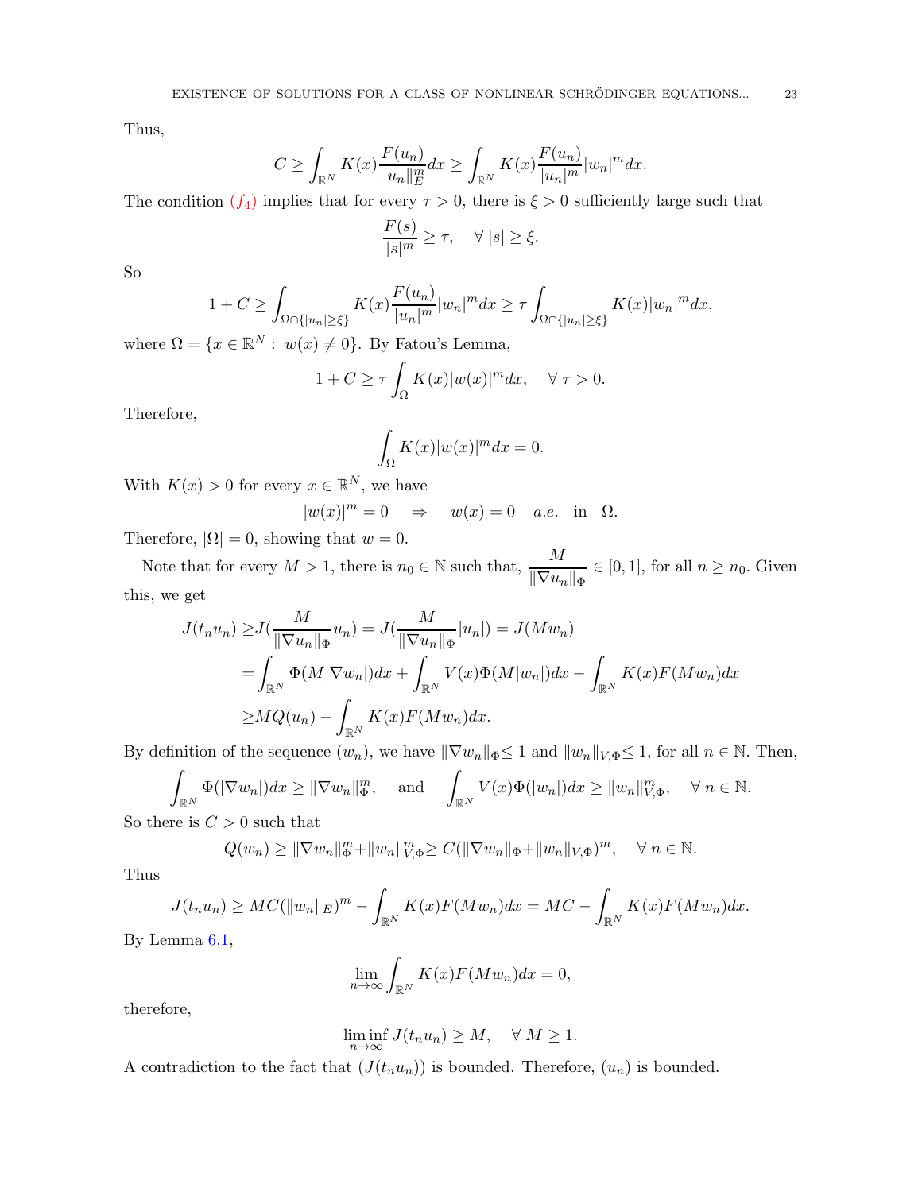Thus,

$$C \geq \int_{\mathbb{R}^N} K(x)\frac{F(u_n)}{\|u_n\|_E^m}dx \geq \int_{\mathbb{R}^N} K(x)\frac{F(u_n)}{|u_n|^m}|w_n|^m dx.$$

The condition $(f_4)$ implies that for every $\tau > 0$, there is $\xi > 0$ sufficiently large such that

$$\frac{F(s)}{|s|^m} \geq \tau, \quad \forall\, |s| \geq \xi.$$

So

$$1 + C \geq \int_{\Omega\cap\{|u_n|\geq\xi\}} K(x)\frac{F(u_n)}{|u_n|^m}|w_n|^m dx \geq \tau \int_{\Omega\cap\{|u_n|\geq\xi\}} K(x)|w_n|^m dx,$$

where $\Omega = \{x \in \mathbb{R}^N : \ w(x) \neq 0\}$. By Fatou's Lemma,

$$1 + C \geq \tau \int_{\Omega} K(x)|w(x)|^m dx, \quad \forall\, \tau > 0.$$

Therefore,

$$\int_{\Omega} K(x)|w(x)|^m dx = 0.$$

With $K(x) > 0$ for every $x \in \mathbb{R}^N$, we have

$$|w(x)|^m = 0 \quad \Rightarrow \quad w(x) = 0 \quad a.e. \quad \text{in} \quad \Omega.$$

Therefore, $|\Omega| = 0$, showing that $w = 0$.

Note that for every $M > 1$, there is $n_0 \in \mathbb{N}$ such that, $\dfrac{M}{\|\nabla u_n\|_\Phi} \in [0, 1]$, for all $n \geq n_0$. Given this, we get

$$\begin{aligned}
J(t_n u_n) \geq & J\Big(\frac{M}{\|\nabla u_n\|_\Phi}u_n\Big) = J\Big(\frac{M}{\|\nabla u_n\|_\Phi}|u_n|\Big) = J(Mw_n) \\
= & \int_{\mathbb{R}^N} \Phi(M|\nabla w_n|)dx + \int_{\mathbb{R}^N} V(x)\Phi(M|w_n|)dx - \int_{\mathbb{R}^N} K(x)F(Mw_n)dx \\
\geq & MQ(u_n) - \int_{\mathbb{R}^N} K(x)F(Mw_n)dx.
\end{aligned}$$

By definition of the sequence $(w_n)$, we have $\|\nabla w_n\|_\Phi \leq 1$ and $\|w_n\|_{V,\Phi} \leq 1$, for all $n \in \mathbb{N}$. Then,

$$\int_{\mathbb{R}^N} \Phi(|\nabla w_n|)dx \geq \|\nabla w_n\|_\Phi^m, \quad \text{and} \quad \int_{\mathbb{R}^N} V(x)\Phi(|w_n|)dx \geq \|w_n\|_{V,\Phi}^m, \quad \forall\, n \in \mathbb{N}.$$

So there is $C > 0$ such that

$$Q(w_n) \geq \|\nabla w_n\|_\Phi^m + \|w_n\|_{V,\Phi}^m \geq C(\|\nabla w_n\|_\Phi + \|w_n\|_{V,\Phi})^m, \quad \forall\, n \in \mathbb{N}.$$

Thus

$$J(t_n u_n) \geq MC(\|w_n\|_E)^m - \int_{\mathbb{R}^N} K(x)F(Mw_n)dx = MC - \int_{\mathbb{R}^N} K(x)F(Mw_n)dx.$$

By Lemma 6.1,

$$\lim_{n\to\infty} \int_{\mathbb{R}^N} K(x)F(Mw_n)dx = 0,$$

therefore,

$$\liminf_{n\to\infty} J(t_n u_n) \geq M, \quad \forall\, M \geq 1.$$

A contradiction to the fact that $(J(t_n u_n))$ is bounded. Therefore, $(u_n)$ is bounded.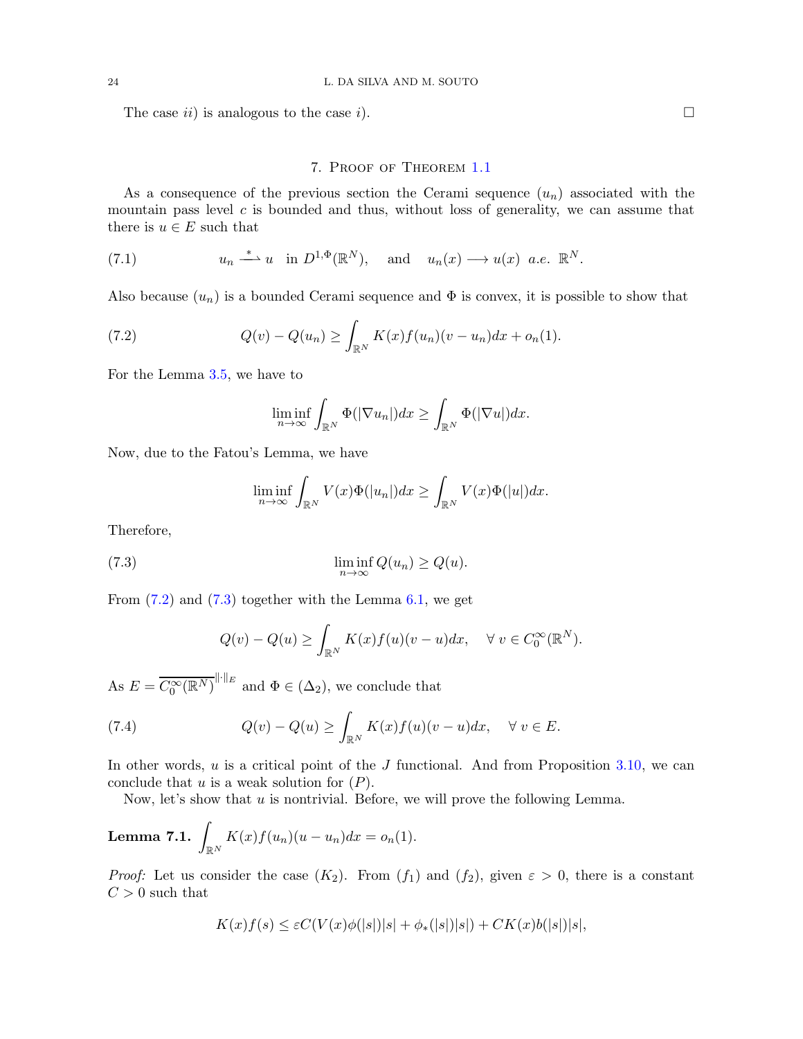The case $ii)$ is analogous to the case $i)$. □

## 7. Proof of Theorem 1.1

As a consequence of the previous section the Cerami sequence $(u_n)$ associated with the mountain pass level $c$ is bounded and thus, without loss of generality, we can assume that there is $u \in E$ such that

$$u_n \overset{*}{\rightharpoonup} u \quad \text{in } D^{1,\Phi}(\mathbb{R}^N), \quad \text{and} \quad u_n(x) \longrightarrow u(x) \;\; a.e. \;\; \mathbb{R}^N. \tag{7.1}$$

Also because $(u_n)$ is a bounded Cerami sequence and $\Phi$ is convex, it is possible to show that

$$Q(v) - Q(u_n) \geq \int_{\mathbb{R}^N} K(x) f(u_n)(v - u_n)dx + o_n(1). \tag{7.2}$$

For the Lemma 3.5, we have to

$$\liminf_{n\to\infty} \int_{\mathbb{R}^N} \Phi(|\nabla u_n|)dx \geq \int_{\mathbb{R}^N} \Phi(|\nabla u|)dx.$$

Now, due to the Fatou's Lemma, we have

$$\liminf_{n\to\infty} \int_{\mathbb{R}^N} V(x)\Phi(|u_n|)dx \geq \int_{\mathbb{R}^N} V(x)\Phi(|u|)dx.$$

Therefore,

$$\liminf_{n\to\infty} Q(u_n) \geq Q(u). \tag{7.3}$$

From (7.2) and (7.3) together with the Lemma 6.1, we get

$$Q(v) - Q(u) \geq \int_{\mathbb{R}^N} K(x) f(u)(v - u)dx, \quad \forall \, v \in C_0^\infty(\mathbb{R}^N).$$

As $E = \overline{C_0^\infty(\mathbb{R}^N)}^{\|\cdot\|_E}$ and $\Phi \in (\Delta_2)$, we conclude that

$$Q(v) - Q(u) \geq \int_{\mathbb{R}^N} K(x) f(u)(v - u)dx, \quad \forall \, v \in E. \tag{7.4}$$

In other words, $u$ is a critical point of the $J$ functional. And from Proposition 3.10, we can conclude that $u$ is a weak solution for $(P)$.

Now, let's show that $u$ is nontrivial. Before, we will prove the following Lemma.

**Lemma 7.1.** $\displaystyle\int_{\mathbb{R}^N} K(x) f(u_n)(u - u_n)dx = o_n(1).$

*Proof:* Let us consider the case $(K_2)$. From $(f_1)$ and $(f_2)$, given $\varepsilon > 0$, there is a constant $C > 0$ such that

$$K(x) f(s) \leq \varepsilon C(V(x)\phi(|s|)|s| + \phi_*(|s|)|s|) + CK(x)b(|s|)|s|,$$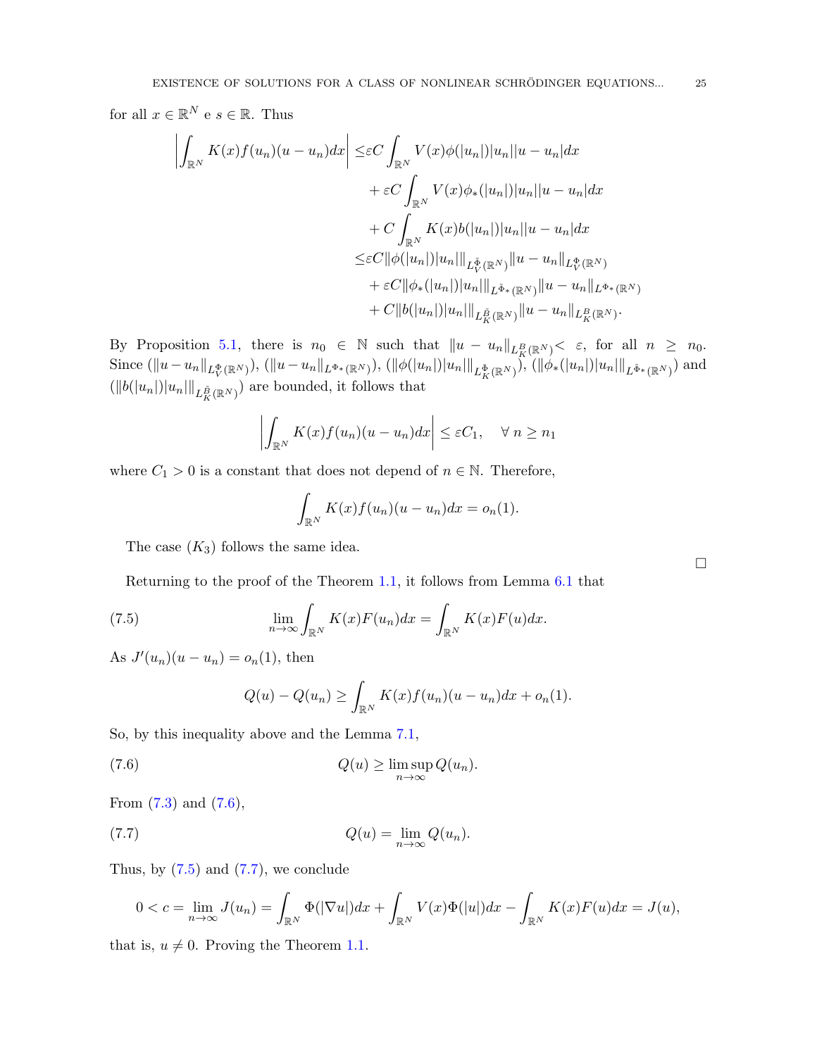for all $x \in \mathbb{R}^N$ e $s \in \mathbb{R}$. Thus

$$
\begin{aligned}
\left|\int_{\mathbb{R}^N} K(x)f(u_n)(u-u_n)dx\right| \leq & \varepsilon C \int_{\mathbb{R}^N} V(x)\phi(|u_n|)|u_n||u-u_n|dx \\
& + \varepsilon C \int_{\mathbb{R}^N} V(x)\phi_*(|u_n|)|u_n||u-u_n|dx \\
& + C \int_{\mathbb{R}^N} K(x)b(|u_n|)|u_n||u-u_n|dx \\
\leq & \varepsilon C \|\phi(|u_n|)|u_n|\|_{L_V^{\tilde{\Phi}}(\mathbb{R}^N)} \|u-u_n\|_{L_V^{\Phi}(\mathbb{R}^N)} \\
& + \varepsilon C \|\phi_*(|u_n|)|u_n|\|_{L^{\tilde{\Phi}_*}(\mathbb{R}^N)} \|u-u_n\|_{L^{\Phi_*}(\mathbb{R}^N)} \\
& + C \|b(|u_n|)|u_n|\|_{L_K^{\tilde{B}}(\mathbb{R}^N)} \|u-u_n\|_{L_K^{B}(\mathbb{R}^N)}.
\end{aligned}
$$

By Proposition 5.1, there is $n_0 \in \mathbb{N}$ such that $\|u-u_n\|_{L_K^B(\mathbb{R}^N)} < \varepsilon$, for all $n \geq n_0$. Since $(\|u-u_n\|_{L_V^{\Phi}(\mathbb{R}^N)})$, $(\|u-u_n\|_{L^{\Phi_*}(\mathbb{R}^N)})$, $(\|\phi(|u_n|)|u_n|\|_{L_K^{\tilde{\Phi}}(\mathbb{R}^N)})$, $(\|\phi_*(|u_n|)|u_n|\|_{L^{\tilde{\Phi}_*}(\mathbb{R}^N)})$ and $(\|b(|u_n|)|u_n|\|_{L_K^{\tilde{B}}(\mathbb{R}^N)})$ are bounded, it follows that

$$
\left|\int_{\mathbb{R}^N} K(x)f(u_n)(u-u_n)dx\right| \leq \varepsilon C_1, \quad \forall\, n \geq n_1
$$

where $C_1 > 0$ is a constant that does not depend of $n \in \mathbb{N}$. Therefore,

$$
\int_{\mathbb{R}^N} K(x)f(u_n)(u-u_n)dx = o_n(1).
$$

The case $(K_3)$ follows the same idea.

□

Returning to the proof of the Theorem 1.1, it follows from Lemma 6.1 that

$$
\lim_{n\to\infty} \int_{\mathbb{R}^N} K(x)F(u_n)dx = \int_{\mathbb{R}^N} K(x)F(u)dx. \tag{7.5}
$$

As $J'(u_n)(u-u_n) = o_n(1)$, then

$$
Q(u) - Q(u_n) \geq \int_{\mathbb{R}^N} K(x)f(u_n)(u-u_n)dx + o_n(1).
$$

So, by this inequality above and the Lemma 7.1,

$$
Q(u) \geq \limsup_{n\to\infty} Q(u_n). \tag{7.6}
$$

From (7.3) and (7.6),

$$
Q(u) = \lim_{n\to\infty} Q(u_n). \tag{7.7}
$$

Thus, by (7.5) and (7.7), we conclude

$$
0 < c = \lim_{n\to\infty} J(u_n) = \int_{\mathbb{R}^N} \Phi(|\nabla u|)dx + \int_{\mathbb{R}^N} V(x)\Phi(|u|)dx - \int_{\mathbb{R}^N} K(x)F(u)dx = J(u),
$$

that is, $u \neq 0$. Proving the Theorem 1.1.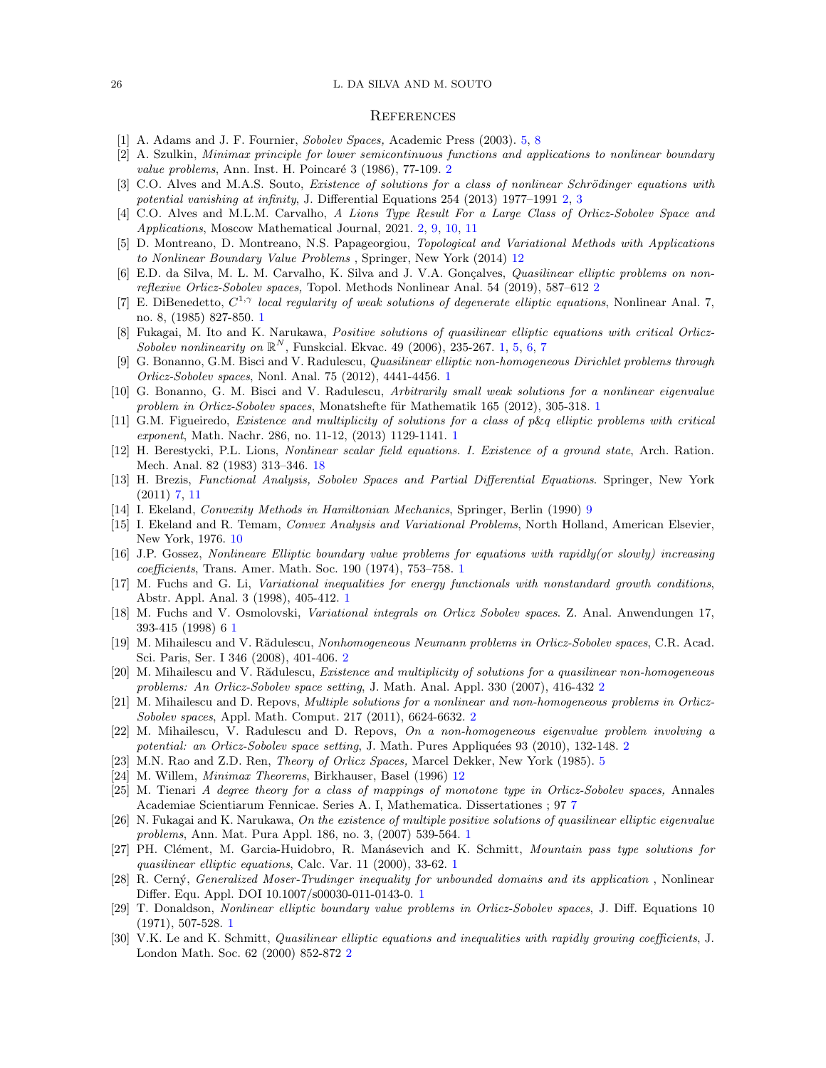## References

[1] A. Adams and J. F. Fournier, *Sobolev Spaces,* Academic Press (2003). 5, 8

[2] A. Szulkin, *Minimax principle for lower semicontinuous functions and applications to nonlinear boundary value problems*, Ann. Inst. H. Poincaré 3 (1986), 77-109. 2

[3] C.O. Alves and M.A.S. Souto, *Existence of solutions for a class of nonlinear Schrödinger equations with potential vanishing at infinity*, J. Differential Equations 254 (2013) 1977–1991 2, 3

[4] C.O. Alves and M.L.M. Carvalho, *A Lions Type Result For a Large Class of Orlicz-Sobolev Space and Applications*, Moscow Mathematical Journal, 2021. 2, 9, 10, 11

[5] D. Montreano, D. Montreano, N.S. Papageorgiou, *Topological and Variational Methods with Applications to Nonlinear Boundary Value Problems* , Springer, New York (2014) 12

[6] E.D. da Silva, M. L. M. Carvalho, K. Silva and J. V.A. Gonçalves, *Quasilinear elliptic problems on non-reflexive Orlicz-Sobolev spaces,* Topol. Methods Nonlinear Anal. 54 (2019), 587–612 2

[7] E. DiBenedetto, *$C^{1,\gamma}$ local regularity of weak solutions of degenerate elliptic equations*, Nonlinear Anal. 7, no. 8, (1985) 827-850. 1

[8] Fukagai, M. Ito and K. Narukawa, *Positive solutions of quasilinear elliptic equations with critical Orlicz-Sobolev nonlinearity on $\mathbb{R}^N$*, Funskcial. Ekvac. 49 (2006), 235-267. 1, 5, 6, 7

[9] G. Bonanno, G.M. Bisci and V. Radulescu, *Quasilinear elliptic non-homogeneous Dirichlet problems through Orlicz-Sobolev spaces*, Nonl. Anal. 75 (2012), 4441-4456. 1

[10] G. Bonanno, G. M. Bisci and V. Radulescu, *Arbitrarily small weak solutions for a nonlinear eigenvalue problem in Orlicz-Sobolev spaces*, Monatshefte für Mathematik 165 (2012), 305-318. 1

[11] G.M. Figueiredo, *Existence and multiplicity of solutions for a class of p&q elliptic problems with critical exponent*, Math. Nachr. 286, no. 11-12, (2013) 1129-1141. 1

[12] H. Berestycki, P.L. Lions, *Nonlinear scalar field equations. I. Existence of a ground state*, Arch. Ration. Mech. Anal. 82 (1983) 313–346. 18

[13] H. Brezis, *Functional Analysis, Sobolev Spaces and Partial Differential Equations*. Springer, New York (2011) 7, 11

[14] I. Ekeland, *Convexity Methods in Hamiltonian Mechanics*, Springer, Berlin (1990) 9

[15] I. Ekeland and R. Temam, *Convex Analysis and Variational Problems*, North Holland, American Elsevier, New York, 1976. 10

[16] J.P. Gossez, *Nonlineare Elliptic boundary value problems for equations with rapidly(or slowly) increasing coefficients*, Trans. Amer. Math. Soc. 190 (1974), 753–758. 1

[17] M. Fuchs and G. Li, *Variational inequalities for energy functionals with nonstandard growth conditions*, Abstr. Appl. Anal. 3 (1998), 405-412. 1

[18] M. Fuchs and V. Osmolovski, *Variational integrals on Orlicz Sobolev spaces*. Z. Anal. Anwendungen 17, 393-415 (1998) 6 1

[19] M. Mihailescu and V. Rădulescu, *Nonhomogeneous Neumann problems in Orlicz-Sobolev spaces*, C.R. Acad. Sci. Paris, Ser. I 346 (2008), 401-406. 2

[20] M. Mihailescu and V. Rădulescu, *Existence and multiplicity of solutions for a quasilinear non-homogeneous problems: An Orlicz-Sobolev space setting*, J. Math. Anal. Appl. 330 (2007), 416-432 2

[21] M. Mihailescu and D. Repovs, *Multiple solutions for a nonlinear and non-homogeneous problems in Orlicz-Sobolev spaces*, Appl. Math. Comput. 217 (2011), 6624-6632. 2

[22] M. Mihailescu, V. Radulescu and D. Repovs, *On a non-homogeneous eigenvalue problem involving a potential: an Orlicz-Sobolev space setting*, J. Math. Pures Appliquées 93 (2010), 132-148. 2

[23] M.N. Rao and Z.D. Ren, *Theory of Orlicz Spaces,* Marcel Dekker, New York (1985). 5

[24] M. Willem, *Minimax Theorems*, Birkhauser, Basel (1996) 12

[25] M. Tienari *A degree theory for a class of mappings of monotone type in Orlicz-Sobolev spaces,* Annales Academiae Scientiarum Fennicae. Series A. I, Mathematica. Dissertationes ; 97 7

[26] N. Fukagai and K. Narukawa, *On the existence of multiple positive solutions of quasilinear elliptic eigenvalue problems*, Ann. Mat. Pura Appl. 186, no. 3, (2007) 539-564. 1

[27] PH. Clément, M. Garcia-Huidobro, R. Manásevich and K. Schmitt, *Mountain pass type solutions for quasilinear elliptic equations*, Calc. Var. 11 (2000), 33-62. 1

[28] R. Cerný, *Generalized Moser-Trudinger inequality for unbounded domains and its application* , Nonlinear Differ. Equ. Appl. DOI 10.1007/s00030-011-0143-0. 1

[29] T. Donaldson, *Nonlinear elliptic boundary value problems in Orlicz-Sobolev spaces*, J. Diff. Equations 10 (1971), 507-528. 1

[30] V.K. Le and K. Schmitt, *Quasilinear elliptic equations and inequalities with rapidly growing coefficients*, J. London Math. Soc. 62 (2000) 852-872 2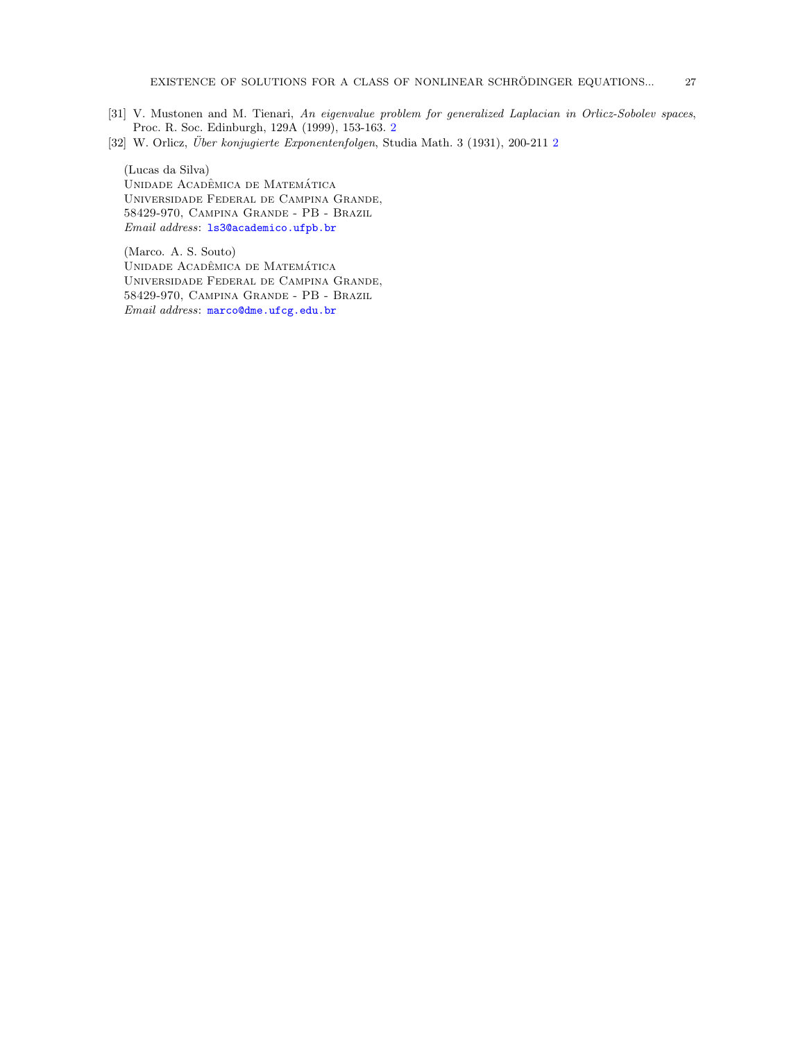[31] V. Mustonen and M. Tienari, *An eigenvalue problem for generalized Laplacian in Orlicz-Sobolev spaces*, Proc. R. Soc. Edinburgh, 129A (1999), 153-163. 2

[32] W. Orlicz, *Über konjugierte Exponentenfolgen*, Studia Math. 3 (1931), 200-211 2

(Lucas da Silva)
Unidade Acadêmica de Matemática
Universidade Federal de Campina Grande,
58429-970, Campina Grande - PB - Brazil
*Email address*: ls3@academico.ufpb.br

(Marco. A. S. Souto)
Unidade Acadêmica de Matemática
Universidade Federal de Campina Grande,
58429-970, Campina Grande - PB - Brazil
*Email address*: marco@dme.ufcg.edu.br